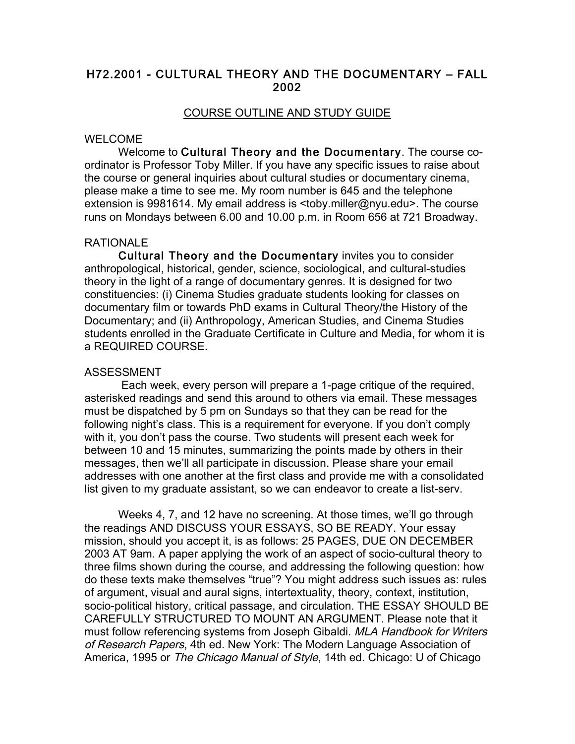# H72.2001 - CULTURAL THEORY AND THE DOCUMENTARY – FALL 2002

## COURSE OUTLINE AND STUDY GUIDE

### WELCOME

Welcome to **Cultural Theory and the Documentary**. The course co-ordinator is Professor Toby Miller. If you have any specific issues to raise about the course or general inquiries about cultural studies or documentary cinema, please make a time to see me. My room number is 645 and the telephone extension is 9981614. My email address is <toby.miller@nyu.edu>. The course runs on Mondays between 6.00 and 10.00 p.m. in Room 656 at 721 Broadway.

### RATIONALE

**Cultural Theory and the Documentary** invites you to consider anthropological, historical, gender, science, sociological, and cultural-studies theory in the light of a range of documentary genres. It is designed for two constituencies: (i) Cinema Studies graduate students looking for classes on documentary film or towards PhD exams in Cultural Theory/the History of the Documentary; and (ii) Anthropology, American Studies, and Cinema Studies students enrolled in the Graduate Certificate in Culture and Media, for whom it is a REQUIRED COURSE.

### ASSESSMENT

Each week, every person will prepare a 1-page critique of the required, asterisked readings and send this around to others via email. These messages must be dispatched by 5 pm on Sundays so that they can be read for the following night's class. This is a requirement for everyone. If you don't comply with it, you don't pass the course. Two students will present each week for between 10 and 15 minutes, summarizing the points made by others in their messages, then we'll all participate in discussion. Please share your email addresses with one another at the first class and provide me with a consolidated list given to my graduate assistant, so we can endeavor to create a list-serv.

Weeks 4, 7, and 12 have no screening. At those times, we'll go through the readings AND DISCUSS YOUR ESSAYS, SO BE READY. Your essay mission, should you accept it, is as follows: 25 PAGES, DUE ON DECEMBER 2003 AT 9am. A paper applying the work of an aspect of socio-cultural theory to three films shown during the course, and addressing the following question: how do these texts make themselves "true"? You might address such issues as: rules of argument, visual and aural signs, intertextuality, theory, context, institution, socio-political history, critical passage, and circulation. THE ESSAY SHOULD BE CAREFULLY STRUCTURED TO MOUNT AN ARGUMENT. Please note that it must follow referencing systems from Joseph Gibaldi. *MLA Handbook for Writers of Research Papers*, 4th ed. New York: The Modern Language Association of America, 1995 or *The Chicago Manual of Style*, 14th ed. Chicago: U of Chicago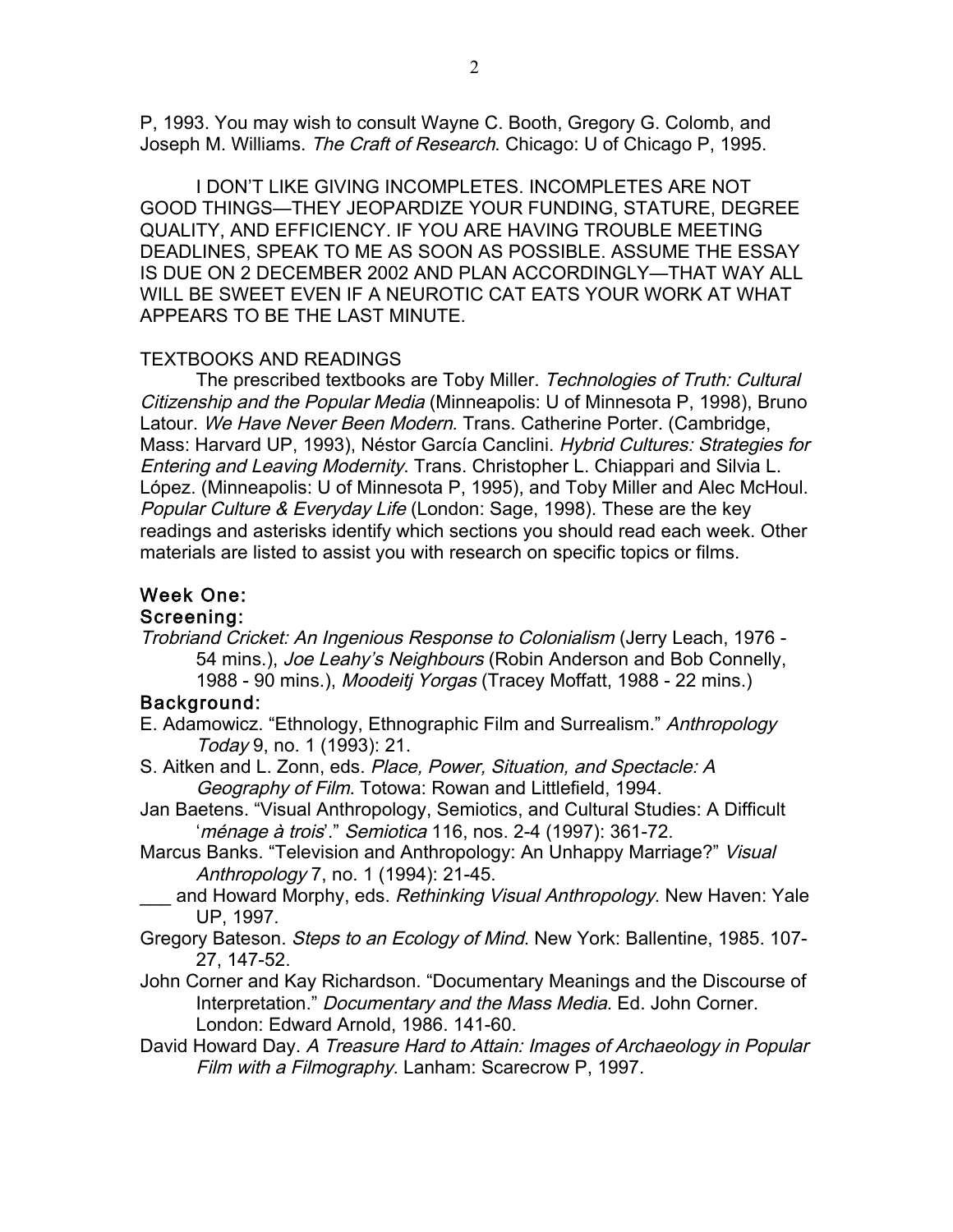P, 1993. You may wish to consult Wayne C. Booth, Gregory G. Colomb, and Joseph M. Williams. *The Craft of Research*. Chicago: U of Chicago P, 1995.

I DON'T LIKE GIVING INCOMPLETES. INCOMPLETES ARE NOT GOOD THINGS—THEY JEOPARDIZE YOUR FUNDING, STATURE, DEGREE QUALITY, AND EFFICIENCY. IF YOU ARE HAVING TROUBLE MEETING DEADLINES, SPEAK TO ME AS SOON AS POSSIBLE. ASSUME THE ESSAY IS DUE ON 2 DECEMBER 2002 AND PLAN ACCORDINGLY—THAT WAY ALL WILL BE SWEET EVEN IF A NEUROTIC CAT EATS YOUR WORK AT WHAT APPEARS TO BE THE LAST MINUTE.

TEXTBOOKS AND READINGS

The prescribed textbooks are Toby Miller. *Technologies of Truth: Cultural Citizenship and the Popular Media* (Minneapolis: U of Minnesota P, 1998), Bruno Latour. *We Have Never Been Modern*. Trans. Catherine Porter. (Cambridge, Mass: Harvard UP, 1993), Néstor García Canclini. *Hybrid Cultures: Strategies for Entering and Leaving Modernity*. Trans. Christopher L. Chiappari and Silvia L. López. (Minneapolis: U of Minnesota P, 1995), and Toby Miller and Alec McHoul. *Popular Culture & Everyday Life* (London: Sage, 1998). These are the key readings and asterisks identify which sections you should read each week. Other materials are listed to assist you with research on specific topics or films.

## Week One:

### Screening:

*Trobriand Cricket: An Ingenious Response to Colonialism* (Jerry Leach, 1976 - 54 mins.), *Joe Leahy's Neighbours* (Robin Anderson and Bob Connelly, 1988 - 90 mins.), *Moodeitj Yorgas* (Tracey Moffatt, 1988 - 22 mins.)

### Background:

E. Adamowicz. "Ethnology, Ethnographic Film and Surrealism." *Anthropology Today* 9, no. 1 (1993): 21.

S. Aitken and L. Zonn, eds. *Place, Power, Situation, and Spectacle: A Geography of Film*. Totowa: Rowan and Littlefield, 1994.

Jan Baetens. "Visual Anthropology, Semiotics, and Cultural Studies: A Difficult '*ménage à trois*'." *Semiotica* 116, nos. 2-4 (1997): 361-72.

Marcus Banks. "Television and Anthropology: An Unhappy Marriage?" *Visual Anthropology* 7, no. 1 (1994): 21-45.

___ and Howard Morphy, eds. *Rethinking Visual Anthropology*. New Haven: Yale UP, 1997.

Gregory Bateson. *Steps to an Ecology of Mind*. New York: Ballentine, 1985. 107-27, 147-52.

John Corner and Kay Richardson. "Documentary Meanings and the Discourse of Interpretation." *Documentary and the Mass Media*. Ed. John Corner. London: Edward Arnold, 1986. 141-60.

David Howard Day. *A Treasure Hard to Attain: Images of Archaeology in Popular Film with a Filmography*. Lanham: Scarecrow P, 1997.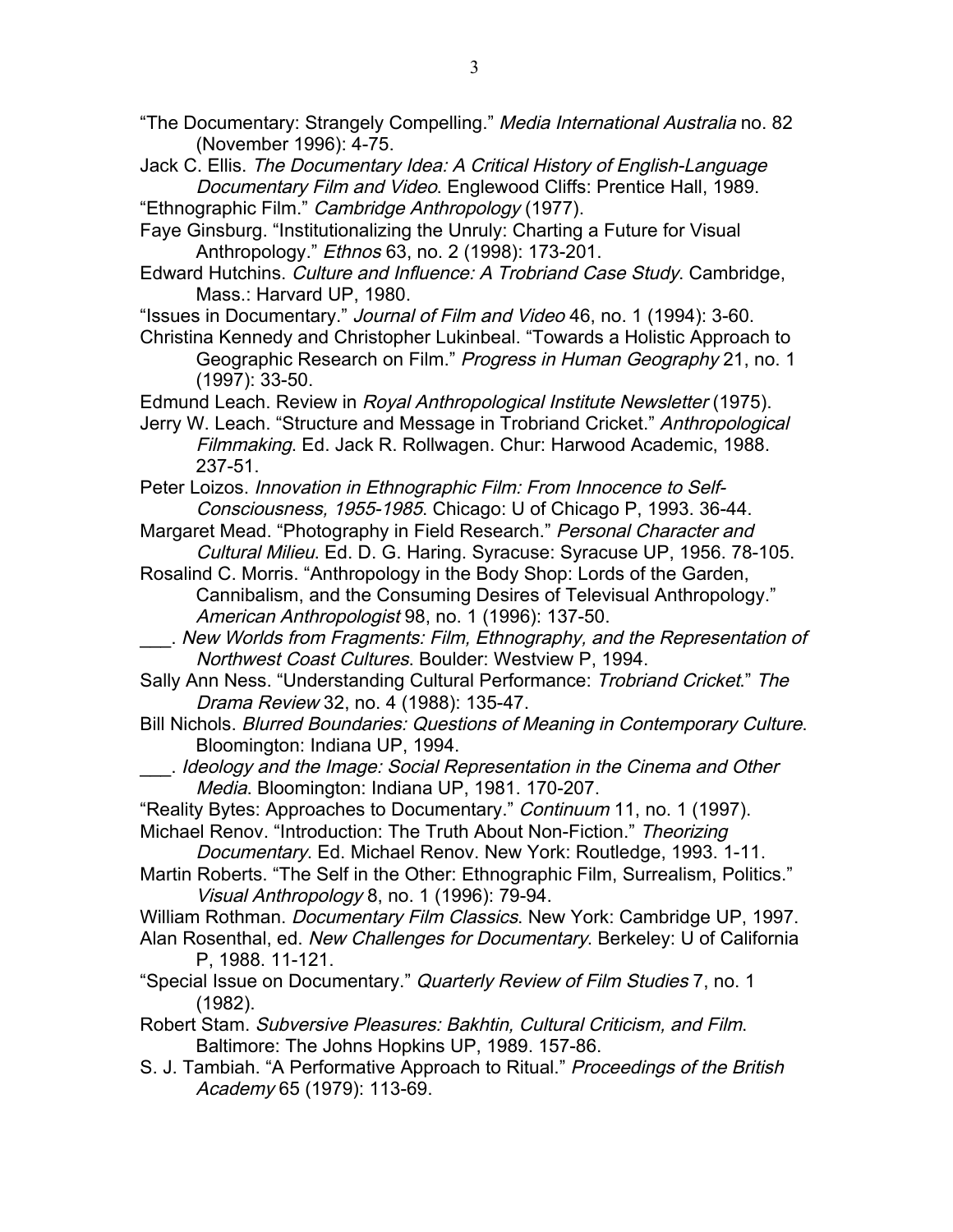"The Documentary: Strangely Compelling." *Media International Australia* no. 82 (November 1996): 4-75.

Jack C. Ellis. *The Documentary Idea: A Critical History of English-Language Documentary Film and Video*. Englewood Cliffs: Prentice Hall, 1989.

"Ethnographic Film." *Cambridge Anthropology* (1977).

Faye Ginsburg. "Institutionalizing the Unruly: Charting a Future for Visual Anthropology." *Ethnos* 63, no. 2 (1998): 173-201.

Edward Hutchins. *Culture and Influence: A Trobriand Case Study*. Cambridge, Mass.: Harvard UP, 1980.

"Issues in Documentary." *Journal of Film and Video* 46, no. 1 (1994): 3-60.

Christina Kennedy and Christopher Lukinbeal. "Towards a Holistic Approach to Geographic Research on Film." *Progress in Human Geography* 21, no. 1 (1997): 33-50.

Edmund Leach. Review in *Royal Anthropological Institute Newsletter* (1975).

Jerry W. Leach. "Structure and Message in Trobriand Cricket." *Anthropological Filmmaking*. Ed. Jack R. Rollwagen. Chur: Harwood Academic, 1988. 237-51.

Peter Loizos. *Innovation in Ethnographic Film: From Innocence to Self-Consciousness, 1955-1985*. Chicago: U of Chicago P, 1993. 36-44.

Margaret Mead. "Photography in Field Research." *Personal Character and Cultural Milieu*. Ed. D. G. Haring. Syracuse: Syracuse UP, 1956. 78-105.

Rosalind C. Morris. "Anthropology in the Body Shop: Lords of the Garden, Cannibalism, and the Consuming Desires of Televisual Anthropology." *American Anthropologist* 98, no. 1 (1996): 137-50.

___. *New Worlds from Fragments: Film, Ethnography, and the Representation of Northwest Coast Cultures*. Boulder: Westview P, 1994.

Sally Ann Ness. "Understanding Cultural Performance: *Trobriand Cricket*." *The Drama Review* 32, no. 4 (1988): 135-47.

Bill Nichols. *Blurred Boundaries: Questions of Meaning in Contemporary Culture*. Bloomington: Indiana UP, 1994.

___. *Ideology and the Image: Social Representation in the Cinema and Other Media*. Bloomington: Indiana UP, 1981. 170-207.

"Reality Bytes: Approaches to Documentary." *Continuum* 11, no. 1 (1997).

Michael Renov. "Introduction: The Truth About Non-Fiction." *Theorizing Documentary*. Ed. Michael Renov. New York: Routledge, 1993. 1-11.

Martin Roberts. "The Self in the Other: Ethnographic Film, Surrealism, Politics." *Visual Anthropology* 8, no. 1 (1996): 79-94.

William Rothman. *Documentary Film Classics*. New York: Cambridge UP, 1997.

Alan Rosenthal, ed. *New Challenges for Documentary*. Berkeley: U of California P, 1988. 11-121.

"Special Issue on Documentary." *Quarterly Review of Film Studies* 7, no. 1 (1982).

Robert Stam. *Subversive Pleasures: Bakhtin, Cultural Criticism, and Film*. Baltimore: The Johns Hopkins UP, 1989. 157-86.

S. J. Tambiah. "A Performative Approach to Ritual." *Proceedings of the British Academy* 65 (1979): 113-69.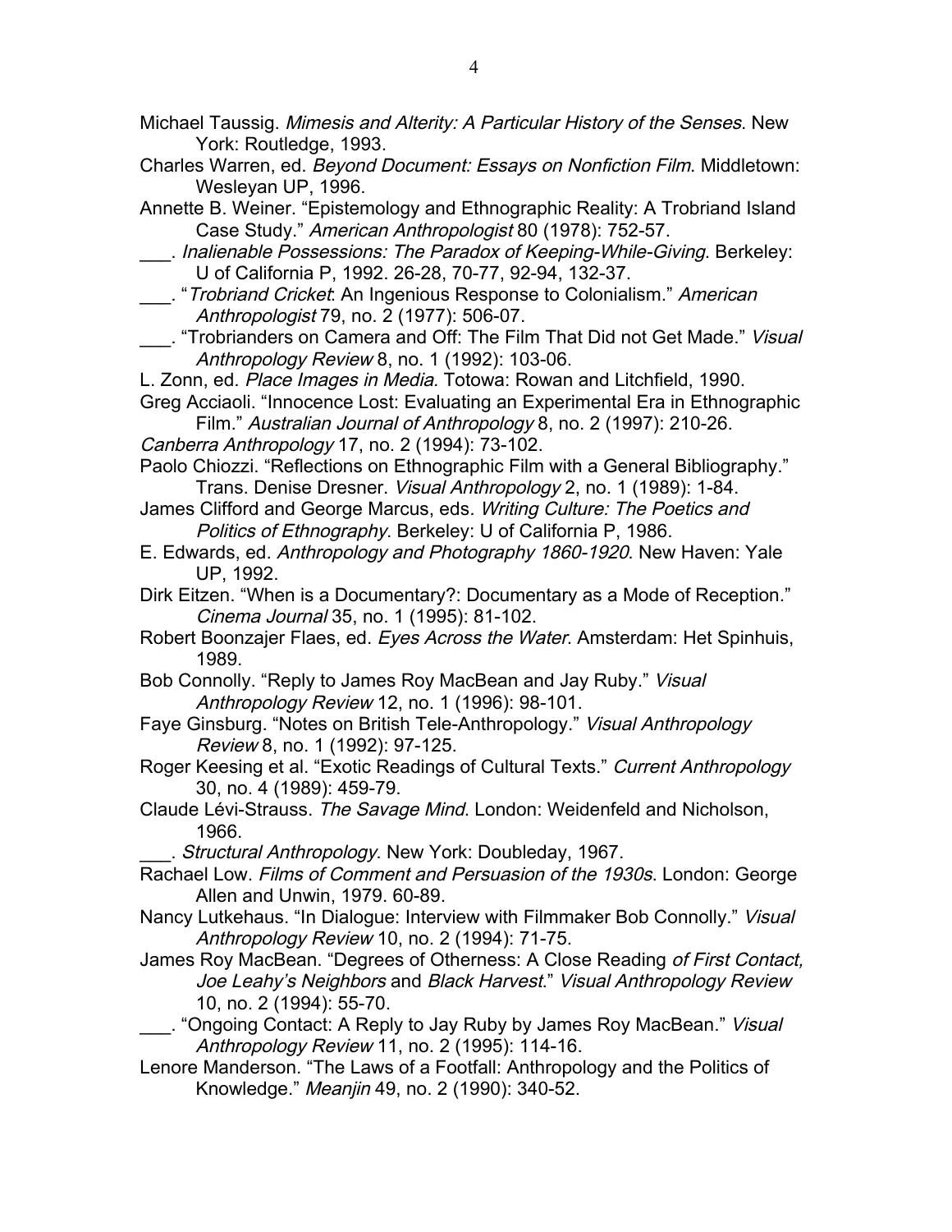Michael Taussig. *Mimesis and Alterity: A Particular History of the Senses*. New York: Routledge, 1993.

Charles Warren, ed. *Beyond Document: Essays on Nonfiction Film*. Middletown: Wesleyan UP, 1996.

Annette B. Weiner. "Epistemology and Ethnographic Reality: A Trobriand Island Case Study." *American Anthropologist* 80 (1978): 752-57.

___. *Inalienable Possessions: The Paradox of Keeping-While-Giving*. Berkeley: U of California P, 1992. 26-28, 70-77, 92-94, 132-37.

___. "*Trobriand Cricket*: An Ingenious Response to Colonialism." *American Anthropologist* 79, no. 2 (1977): 506-07.

___. "Trobrianders on Camera and Off: The Film That Did not Get Made." *Visual Anthropology Review* 8, no. 1 (1992): 103-06.

L. Zonn, ed. *Place Images in Media.* Totowa: Rowan and Litchfield, 1990.

Greg Acciaoli. "Innocence Lost: Evaluating an Experimental Era in Ethnographic Film." *Australian Journal of Anthropology* 8, no. 2 (1997): 210-26.

*Canberra Anthropology* 17, no. 2 (1994): 73-102.

Paolo Chiozzi. "Reflections on Ethnographic Film with a General Bibliography." Trans. Denise Dresner. *Visual Anthropology* 2, no. 1 (1989): 1-84.

James Clifford and George Marcus, eds. *Writing Culture: The Poetics and Politics of Ethnography*. Berkeley: U of California P, 1986.

E. Edwards, ed. *Anthropology and Photography 1860-1920*. New Haven: Yale UP, 1992.

Dirk Eitzen. "When is a Documentary?: Documentary as a Mode of Reception." *Cinema Journal* 35, no. 1 (1995): 81-102.

Robert Boonzajer Flaes, ed. *Eyes Across the Water*. Amsterdam: Het Spinhuis, 1989.

Bob Connolly. "Reply to James Roy MacBean and Jay Ruby." *Visual Anthropology Review* 12, no. 1 (1996): 98-101.

Faye Ginsburg. "Notes on British Tele-Anthropology." *Visual Anthropology Review* 8, no. 1 (1992): 97-125.

Roger Keesing et al. "Exotic Readings of Cultural Texts." *Current Anthropology* 30, no. 4 (1989): 459-79.

Claude Lévi-Strauss. *The Savage Mind*. London: Weidenfeld and Nicholson, 1966.

___. *Structural Anthropology*. New York: Doubleday, 1967.

Rachael Low. *Films of Comment and Persuasion of the 1930s*. London: George Allen and Unwin, 1979. 60-89.

Nancy Lutkehaus. "In Dialogue: Interview with Filmmaker Bob Connolly." *Visual Anthropology Review* 10, no. 2 (1994): 71-75.

James Roy MacBean. "Degrees of Otherness: A Close Reading *of First Contact, Joe Leahy's Neighbors* and *Black Harvest*." *Visual Anthropology Review* 10, no. 2 (1994): 55-70.

___. "Ongoing Contact: A Reply to Jay Ruby by James Roy MacBean." *Visual Anthropology Review* 11, no. 2 (1995): 114-16.

Lenore Manderson. "The Laws of a Footfall: Anthropology and the Politics of Knowledge." *Meanjin* 49, no. 2 (1990): 340-52.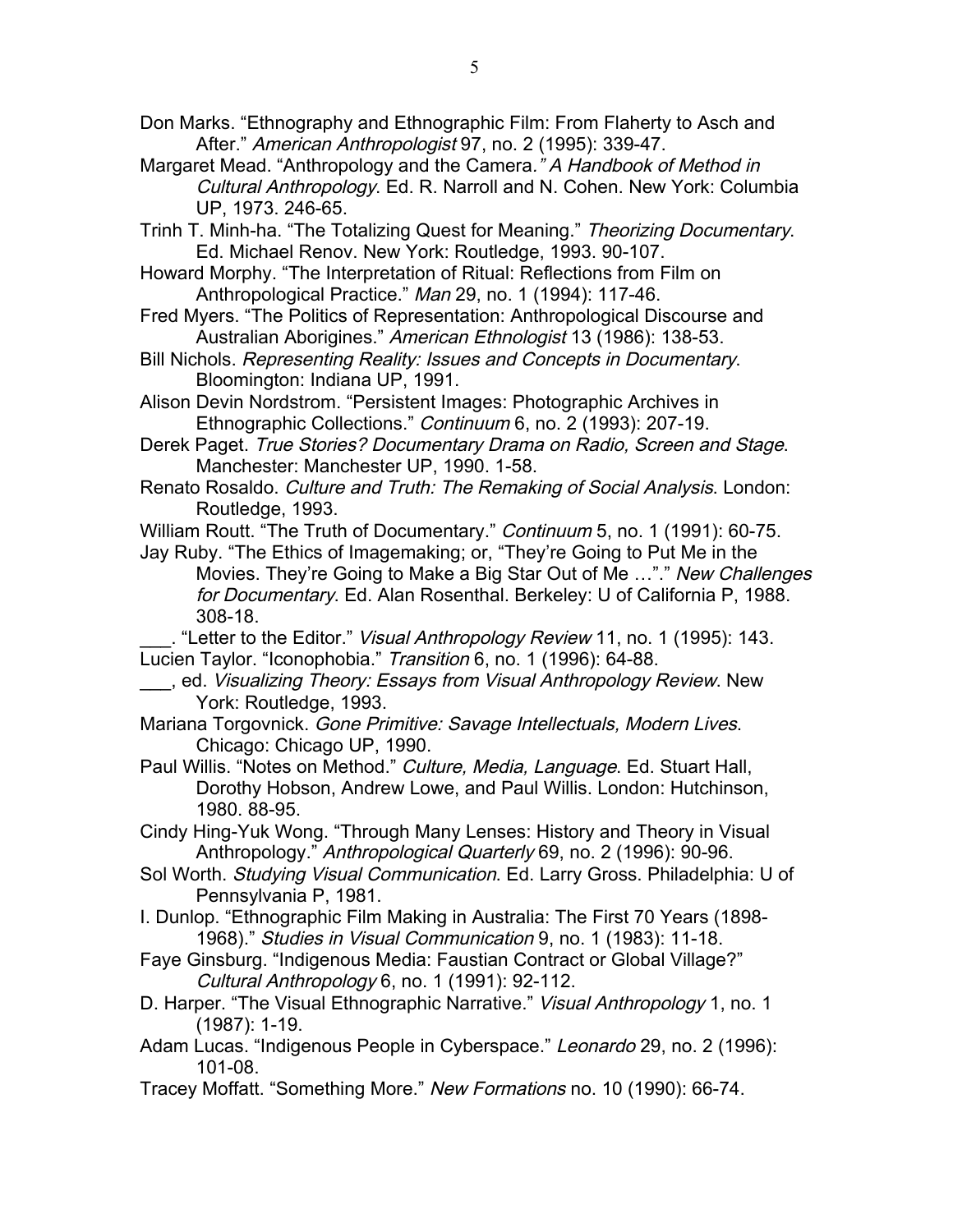Don Marks. “Ethnography and Ethnographic Film: From Flaherty to Asch and After.” *American Anthropologist* 97, no. 2 (1995): 339-47.

Margaret Mead. “Anthropology and the Camera.” *A Handbook of Method in Cultural Anthropology*. Ed. R. Narroll and N. Cohen. New York: Columbia UP, 1973. 246-65.

Trinh T. Minh-ha. “The Totalizing Quest for Meaning.” *Theorizing Documentary*. Ed. Michael Renov. New York: Routledge, 1993. 90-107.

Howard Morphy. “The Interpretation of Ritual: Reflections from Film on Anthropological Practice.” *Man* 29, no. 1 (1994): 117-46.

Fred Myers. “The Politics of Representation: Anthropological Discourse and Australian Aborigines.” *American Ethnologist* 13 (1986): 138-53.

Bill Nichols. *Representing Reality: Issues and Concepts in Documentary*. Bloomington: Indiana UP, 1991.

Alison Devin Nordstrom. “Persistent Images: Photographic Archives in Ethnographic Collections.” *Continuum* 6, no. 2 (1993): 207-19.

Derek Paget. *True Stories? Documentary Drama on Radio, Screen and Stage*. Manchester: Manchester UP, 1990. 1-58.

Renato Rosaldo. *Culture and Truth: The Remaking of Social Analysis*. London: Routledge, 1993.

William Routt. “The Truth of Documentary.” *Continuum* 5, no. 1 (1991): 60-75.

Jay Ruby. “The Ethics of Imagemaking; or, “They’re Going to Put Me in the Movies. They’re Going to Make a Big Star Out of Me …”.” *New Challenges for Documentary*. Ed. Alan Rosenthal. Berkeley: U of California P, 1988. 308-18.

___. “Letter to the Editor.” *Visual Anthropology Review* 11, no. 1 (1995): 143.

Lucien Taylor. “Iconophobia.” *Transition* 6, no. 1 (1996): 64-88.

___, ed. *Visualizing Theory: Essays from Visual Anthropology Review*. New York: Routledge, 1993.

Mariana Torgovnick. *Gone Primitive: Savage Intellectuals, Modern Lives*. Chicago: Chicago UP, 1990.

Paul Willis. “Notes on Method.” *Culture, Media, Language*. Ed. Stuart Hall, Dorothy Hobson, Andrew Lowe, and Paul Willis. London: Hutchinson, 1980. 88-95.

Cindy Hing-Yuk Wong. “Through Many Lenses: History and Theory in Visual Anthropology.” *Anthropological Quarterly* 69, no. 2 (1996): 90-96.

Sol Worth. *Studying Visual Communication*. Ed. Larry Gross. Philadelphia: U of Pennsylvania P, 1981.

I. Dunlop. “Ethnographic Film Making in Australia: The First 70 Years (1898-1968).” *Studies in Visual Communication* 9, no. 1 (1983): 11-18.

Faye Ginsburg. “Indigenous Media: Faustian Contract or Global Village?” *Cultural Anthropology* 6, no. 1 (1991): 92-112.

D. Harper. “The Visual Ethnographic Narrative.” *Visual Anthropology* 1, no. 1 (1987): 1-19.

Adam Lucas. “Indigenous People in Cyberspace.” *Leonardo* 29, no. 2 (1996): 101-08.

Tracey Moffatt. “Something More.” *New Formations* no. 10 (1990): 66-74.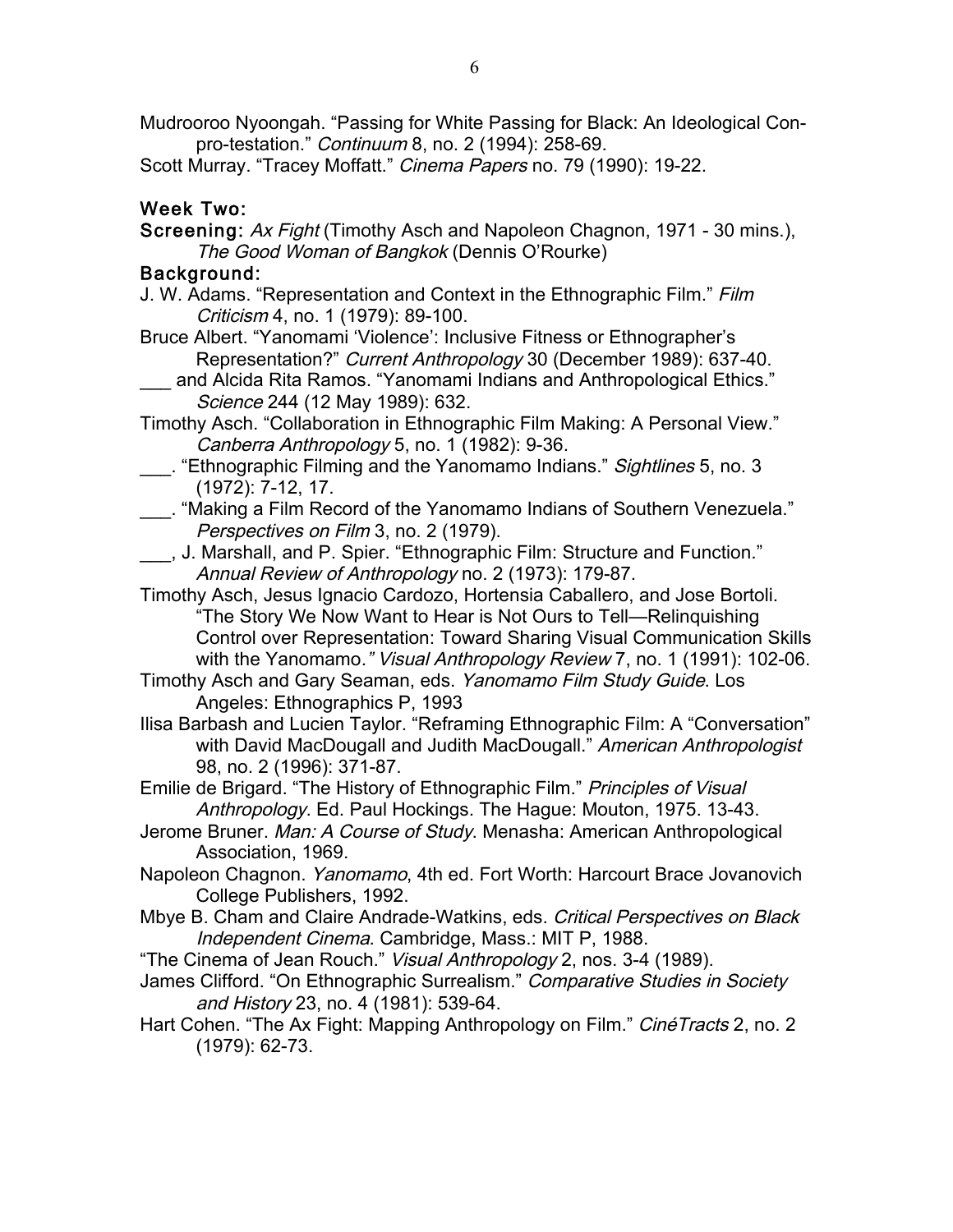Mudrooroo Nyoongah. “Passing for White Passing for Black: An Ideological Con-pro-testation.” *Continuum* 8, no. 2 (1994): 258-69.

Scott Murray. “Tracey Moffatt.” *Cinema Papers* no. 79 (1990): 19-22.

### Week Two:

**Screening:** *Ax Fight* (Timothy Asch and Napoleon Chagnon, 1971 - 30 mins.), *The Good Woman of Bangkok* (Dennis O’Rourke)

**Background:**

J. W. Adams. “Representation and Context in the Ethnographic Film.” *Film Criticism* 4, no. 1 (1979): 89-100.

Bruce Albert. “Yanomami ‘Violence’: Inclusive Fitness or Ethnographer’s Representation?” *Current Anthropology* 30 (December 1989): 637-40.

___ and Alcida Rita Ramos. “Yanomami Indians and Anthropological Ethics.” *Science* 244 (12 May 1989): 632.

Timothy Asch. “Collaboration in Ethnographic Film Making: A Personal View.” *Canberra Anthropology* 5, no. 1 (1982): 9-36.

___. “Ethnographic Filming and the Yanomamo Indians.” *Sightlines* 5, no. 3 (1972): 7-12, 17.

___. “Making a Film Record of the Yanomamo Indians of Southern Venezuela.” *Perspectives on Film* 3, no. 2 (1979).

___, J. Marshall, and P. Spier. “Ethnographic Film: Structure and Function.” *Annual Review of Anthropology* no. 2 (1973): 179-87.

Timothy Asch, Jesus Ignacio Cardozo, Hortensia Caballero, and Jose Bortoli. “The Story We Now Want to Hear is Not Ours to Tell—Relinquishing Control over Representation: Toward Sharing Visual Communication Skills with the Yanomamo.” *Visual Anthropology Review* 7, no. 1 (1991): 102-06.

Timothy Asch and Gary Seaman, eds. *Yanomamo Film Study Guide*. Los Angeles: Ethnographics P, 1993

Ilisa Barbash and Lucien Taylor. “Reframing Ethnographic Film: A “Conversation” with David MacDougall and Judith MacDougall.” *American Anthropologist* 98, no. 2 (1996): 371-87.

Emilie de Brigard. “The History of Ethnographic Film.” *Principles of Visual Anthropology*. Ed. Paul Hockings. The Hague: Mouton, 1975. 13-43.

Jerome Bruner. *Man: A Course of Study*. Menasha: American Anthropological Association, 1969.

Napoleon Chagnon. *Yanomamo*, 4th ed. Fort Worth: Harcourt Brace Jovanovich College Publishers, 1992.

Mbye B. Cham and Claire Andrade-Watkins, eds. *Critical Perspectives on Black Independent Cinema*. Cambridge, Mass.: MIT P, 1988.

“The Cinema of Jean Rouch.” *Visual Anthropology* 2, nos. 3-4 (1989).

James Clifford. “On Ethnographic Surrealism.” *Comparative Studies in Society and History* 23, no. 4 (1981): 539-64.

Hart Cohen. “The Ax Fight: Mapping Anthropology on Film.” *CinéTracts* 2, no. 2 (1979): 62-73.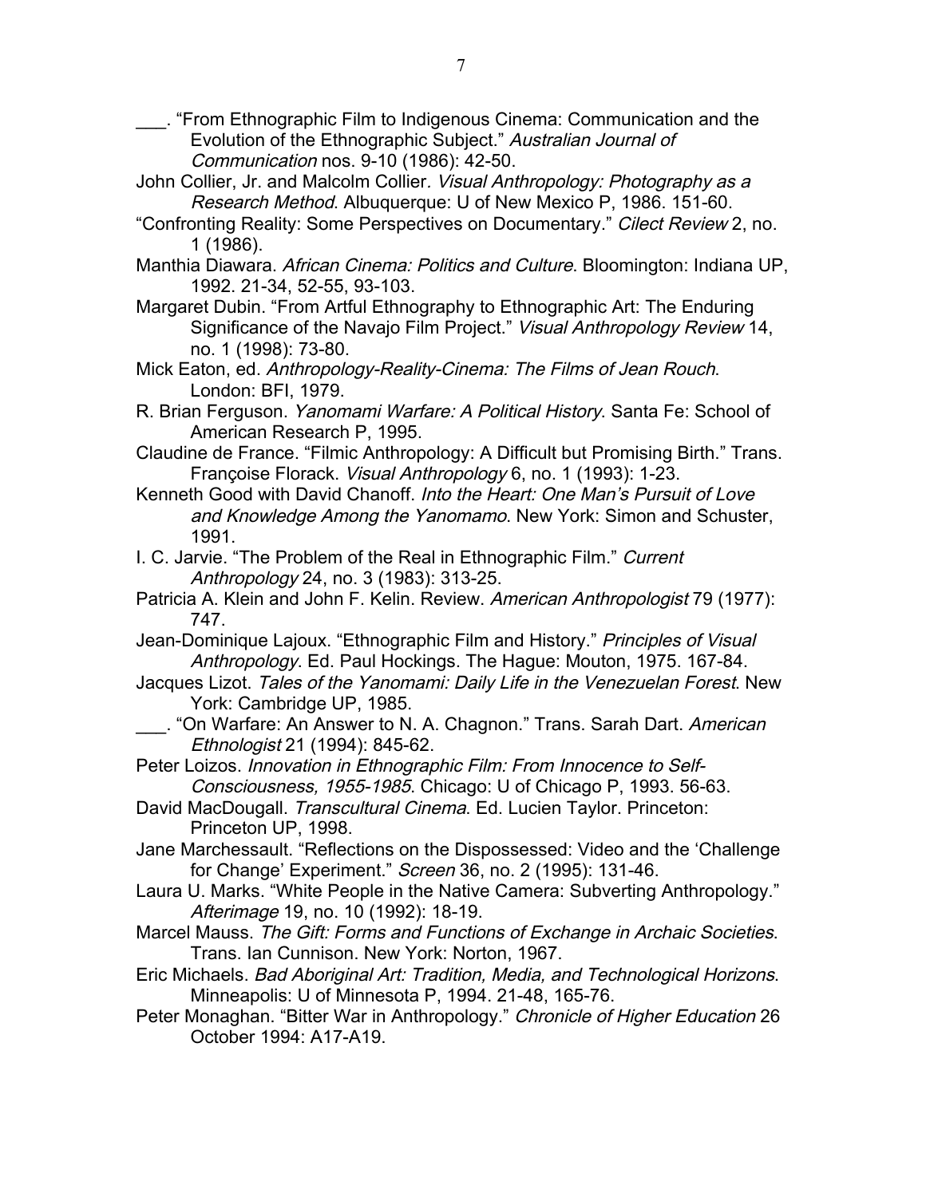___. "From Ethnographic Film to Indigenous Cinema: Communication and the Evolution of the Ethnographic Subject." *Australian Journal of Communication* nos. 9-10 (1986): 42-50.

John Collier, Jr. and Malcolm Collier*. Visual Anthropology: Photography as a Research Method*. Albuquerque: U of New Mexico P, 1986. 151-60.

"Confronting Reality: Some Perspectives on Documentary." *Cilect Review* 2, no. 1 (1986).

Manthia Diawara. *African Cinema: Politics and Culture*. Bloomington: Indiana UP, 1992. 21-34, 52-55, 93-103.

Margaret Dubin. "From Artful Ethnography to Ethnographic Art: The Enduring Significance of the Navajo Film Project." *Visual Anthropology Review* 14, no. 1 (1998): 73-80.

Mick Eaton, ed. *Anthropology-Reality-Cinema: The Films of Jean Rouch*. London: BFI, 1979.

R. Brian Ferguson. *Yanomami Warfare: A Political History*. Santa Fe: School of American Research P, 1995.

Claudine de France. "Filmic Anthropology: A Difficult but Promising Birth." Trans. Françoise Florack. *Visual Anthropology* 6, no. 1 (1993): 1-23.

Kenneth Good with David Chanoff. *Into the Heart: One Man's Pursuit of Love and Knowledge Among the Yanomamo*. New York: Simon and Schuster, 1991.

I. C. Jarvie. "The Problem of the Real in Ethnographic Film." *Current Anthropology* 24, no. 3 (1983): 313-25.

Patricia A. Klein and John F. Kelin. Review. *American Anthropologist* 79 (1977): 747.

Jean-Dominique Lajoux. "Ethnographic Film and History." *Principles of Visual Anthropology*. Ed. Paul Hockings. The Hague: Mouton, 1975. 167-84.

Jacques Lizot. *Tales of the Yanomami: Daily Life in the Venezuelan Forest*. New York: Cambridge UP, 1985.

___. "On Warfare: An Answer to N. A. Chagnon." Trans. Sarah Dart. *American Ethnologist* 21 (1994): 845-62.

Peter Loizos. *Innovation in Ethnographic Film: From Innocence to Self-Consciousness, 1955-1985*. Chicago: U of Chicago P, 1993. 56-63.

David MacDougall. *Transcultural Cinema*. Ed. Lucien Taylor. Princeton: Princeton UP, 1998.

Jane Marchessault. "Reflections on the Dispossessed: Video and the 'Challenge for Change' Experiment." *Screen* 36, no. 2 (1995): 131-46.

Laura U. Marks. "White People in the Native Camera: Subverting Anthropology." *Afterimage* 19, no. 10 (1992): 18-19.

Marcel Mauss. *The Gift: Forms and Functions of Exchange in Archaic Societies*. Trans. Ian Cunnison. New York: Norton, 1967.

Eric Michaels. *Bad Aboriginal Art: Tradition, Media, and Technological Horizons*. Minneapolis: U of Minnesota P, 1994. 21-48, 165-76.

Peter Monaghan. "Bitter War in Anthropology." *Chronicle of Higher Education* 26 October 1994: A17-A19.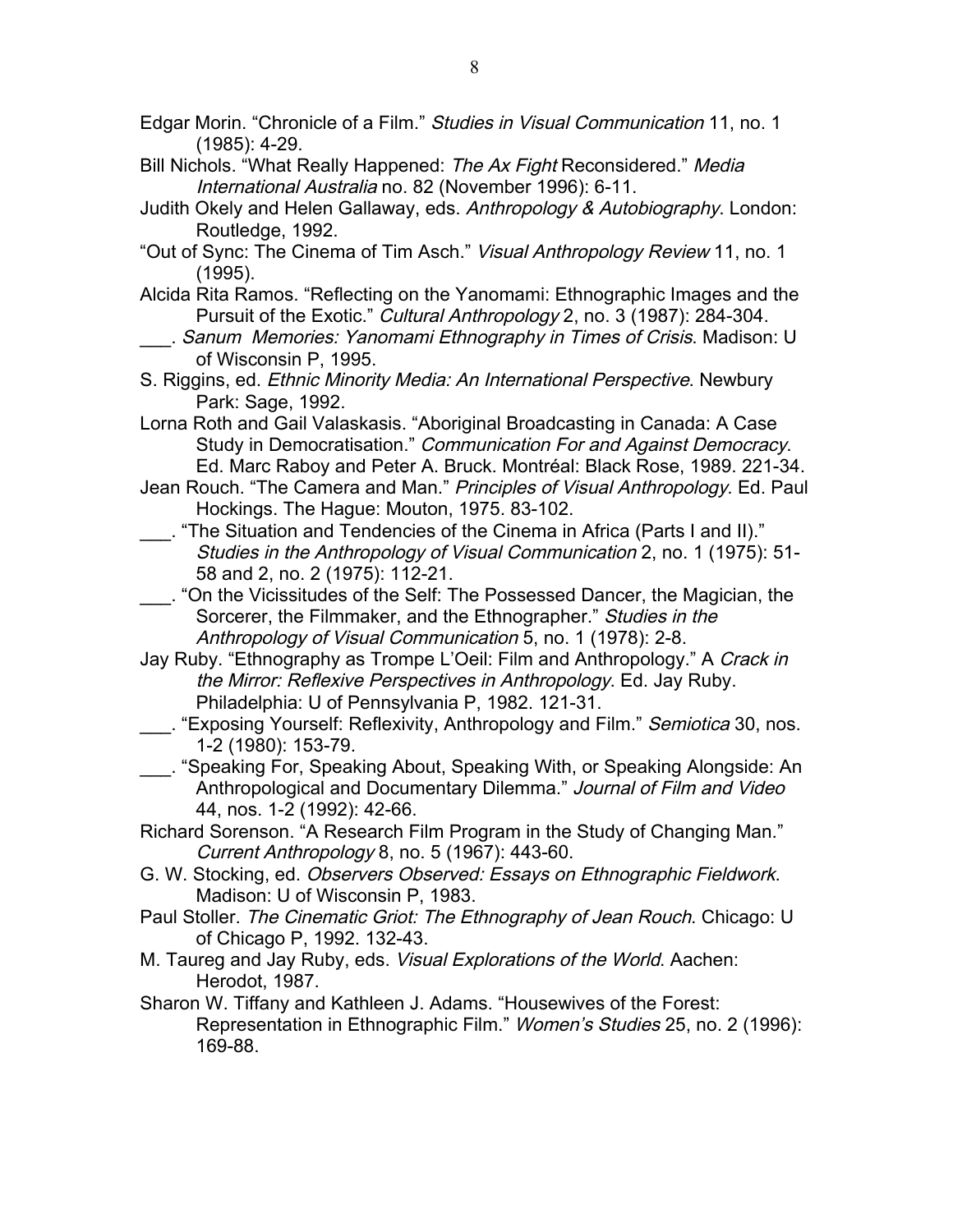Edgar Morin. “Chronicle of a Film.” *Studies in Visual Communication* 11, no. 1 (1985): 4-29.

Bill Nichols. “What Really Happened: *The Ax Fight* Reconsidered.” *Media International Australia* no. 82 (November 1996): 6-11.

Judith Okely and Helen Gallaway, eds. *Anthropology & Autobiography*. London: Routledge, 1992.

“Out of Sync: The Cinema of Tim Asch.” *Visual Anthropology Review* 11, no. 1 (1995).

Alcida Rita Ramos. “Reflecting on the Yanomami: Ethnographic Images and the Pursuit of the Exotic.” *Cultural Anthropology* 2, no. 3 (1987): 284-304.

___. *Sanum Memories: Yanomami Ethnography in Times of Crisis*. Madison: U of Wisconsin P, 1995.

S. Riggins, ed. *Ethnic Minority Media: An International Perspective*. Newbury Park: Sage, 1992.

Lorna Roth and Gail Valaskasis. “Aboriginal Broadcasting in Canada: A Case Study in Democratisation.” *Communication For and Against Democracy*. Ed. Marc Raboy and Peter A. Bruck. Montréal: Black Rose, 1989. 221-34.

Jean Rouch. “The Camera and Man.” *Principles of Visual Anthropology*. Ed. Paul Hockings. The Hague: Mouton, 1975. 83-102.

___. “The Situation and Tendencies of the Cinema in Africa (Parts I and II).” *Studies in the Anthropology of Visual Communication* 2, no. 1 (1975): 51-58 and 2, no. 2 (1975): 112-21.

___. “On the Vicissitudes of the Self: The Possessed Dancer, the Magician, the Sorcerer, the Filmmaker, and the Ethnographer.” *Studies in the Anthropology of Visual Communication* 5, no. 1 (1978): 2-8.

Jay Ruby. “Ethnography as Trompe L’Oeil: Film and Anthropology.” A *Crack in the Mirror: Reflexive Perspectives in Anthropology*. Ed. Jay Ruby. Philadelphia: U of Pennsylvania P, 1982. 121-31.

___. “Exposing Yourself: Reflexivity, Anthropology and Film.” *Semiotica* 30, nos. 1-2 (1980): 153-79.

___. “Speaking For, Speaking About, Speaking With, or Speaking Alongside: An Anthropological and Documentary Dilemma.” *Journal of Film and Video* 44, nos. 1-2 (1992): 42-66.

Richard Sorenson. “A Research Film Program in the Study of Changing Man.” *Current Anthropology* 8, no. 5 (1967): 443-60.

G. W. Stocking, ed. *Observers Observed: Essays on Ethnographic Fieldwork*. Madison: U of Wisconsin P, 1983.

Paul Stoller. *The Cinematic Griot: The Ethnography of Jean Rouch*. Chicago: U of Chicago P, 1992. 132-43.

M. Taureg and Jay Ruby, eds. *Visual Explorations of the World*. Aachen: Herodot, 1987.

Sharon W. Tiffany and Kathleen J. Adams. “Housewives of the Forest: Representation in Ethnographic Film.” *Women’s Studies* 25, no. 2 (1996): 169-88.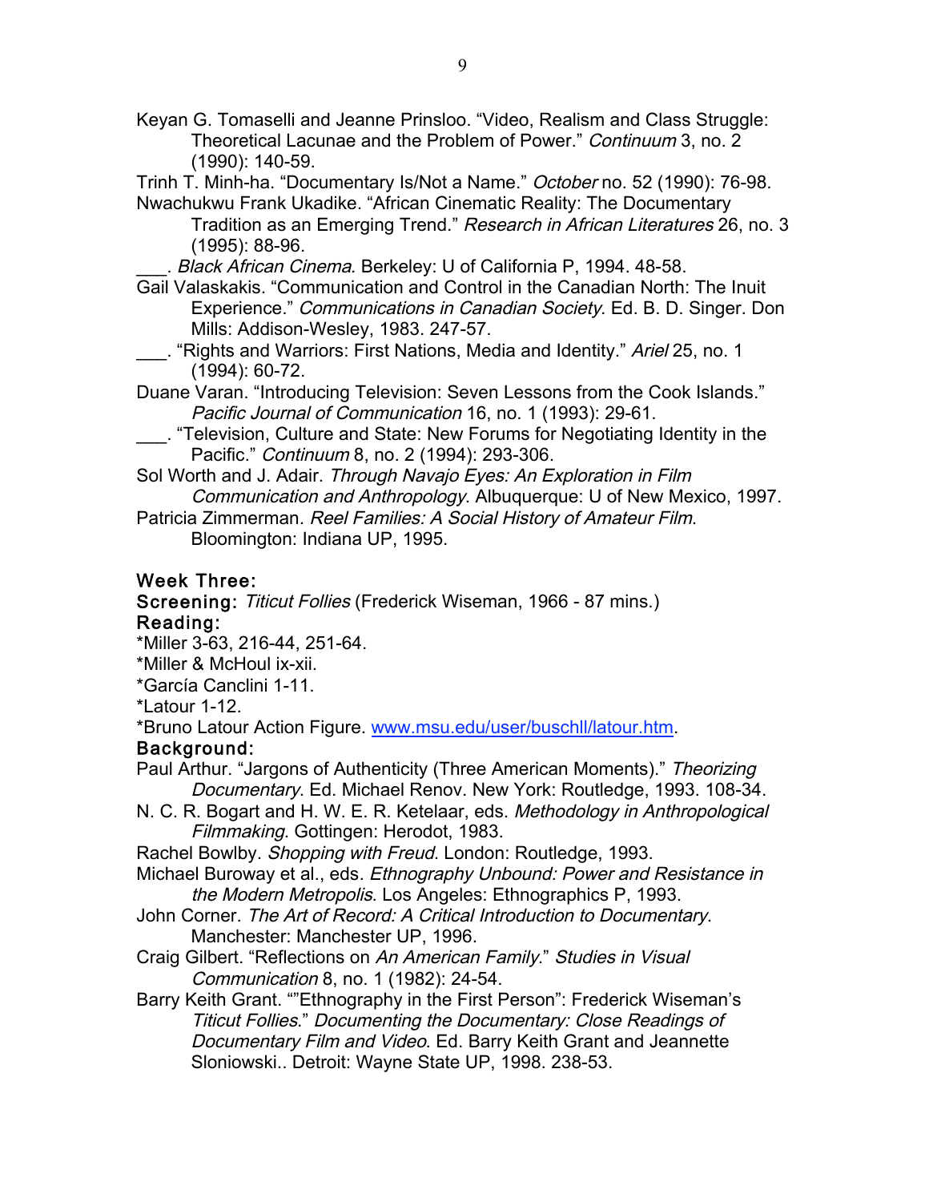Keyan G. Tomaselli and Jeanne Prinsloo. “Video, Realism and Class Struggle: Theoretical Lacunae and the Problem of Power.” *Continuum* 3, no. 2 (1990): 140-59.

Trinh T. Minh-ha. “Documentary Is/Not a Name.” *October* no. 52 (1990): 76-98.

Nwachukwu Frank Ukadike. “African Cinematic Reality: The Documentary Tradition as an Emerging Trend.” *Research in African Literatures* 26, no. 3 (1995): 88-96.

___. *Black African Cinema*. Berkeley: U of California P, 1994. 48-58.

Gail Valaskakis. “Communication and Control in the Canadian North: The Inuit Experience.” *Communications in Canadian Society*. Ed. B. D. Singer. Don Mills: Addison-Wesley, 1983. 247-57.

___. “Rights and Warriors: First Nations, Media and Identity.” *Ariel* 25, no. 1 (1994): 60-72.

Duane Varan. “Introducing Television: Seven Lessons from the Cook Islands.” *Pacific Journal of Communication* 16, no. 1 (1993): 29-61.

___. “Television, Culture and State: New Forums for Negotiating Identity in the Pacific.” *Continuum* 8, no. 2 (1994): 293-306.

Sol Worth and J. Adair. *Through Navajo Eyes: An Exploration in Film Communication and Anthropology*. Albuquerque: U of New Mexico, 1997.

Patricia Zimmerman. *Reel Families: A Social History of Amateur Film*. Bloomington: Indiana UP, 1995.

### Week Three:

**Screening:** *Titicut Follies* (Frederick Wiseman, 1966 - 87 mins.)

**Reading:**

*Miller 3-63, 216-44, 251-64.

*Miller & McHoul ix-xii.

*García Canclini 1-11.

*Latour 1-12.

*Bruno Latour Action Figure. www.msu.edu/user/buschll/latour.htm.

**Background:**

Paul Arthur. “Jargons of Authenticity (Three American Moments).” *Theorizing Documentary*. Ed. Michael Renov. New York: Routledge, 1993. 108-34.

N. C. R. Bogart and H. W. E. R. Ketelaar, eds. *Methodology in Anthropological Filmmaking*. Gottingen: Herodot, 1983.

Rachel Bowlby. *Shopping with Freud*. London: Routledge, 1993.

Michael Buroway et al., eds. *Ethnography Unbound: Power and Resistance in the Modern Metropolis*. Los Angeles: Ethnographics P, 1993.

John Corner. *The Art of Record: A Critical Introduction to Documentary*. Manchester: Manchester UP, 1996.

Craig Gilbert. “Reflections on *An American Family*.” *Studies in Visual Communication* 8, no. 1 (1982): 24-54.

Barry Keith Grant. “”Ethnography in the First Person”: Frederick Wiseman’s *Titicut Follies*.” *Documenting the Documentary: Close Readings of Documentary Film and Video*. Ed. Barry Keith Grant and Jeannette Sloniowski.. Detroit: Wayne State UP, 1998. 238-53.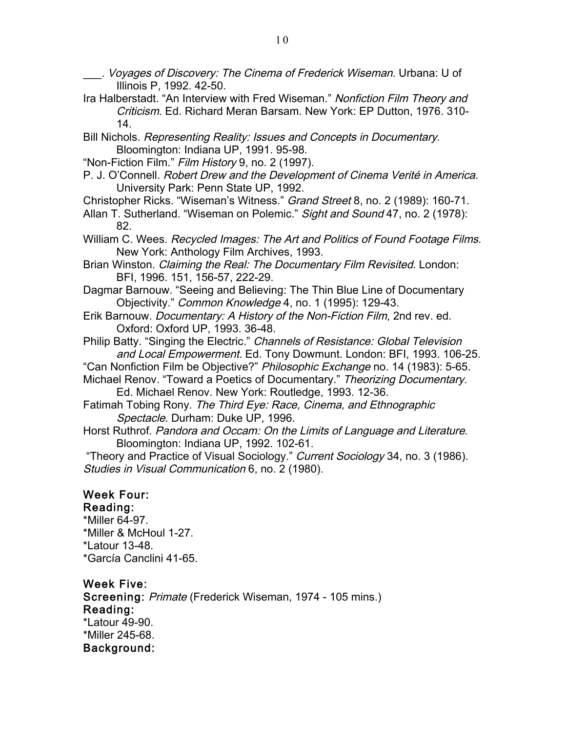___. *Voyages of Discovery: The Cinema of Frederick Wiseman*. Urbana: U of Illinois P, 1992. 42-50.

Ira Halberstadt. "An Interview with Fred Wiseman." *Nonfiction Film Theory and Criticism*. Ed. Richard Meran Barsam. New York: EP Dutton, 1976. 310-14.

Bill Nichols. *Representing Reality: Issues and Concepts in Documentary*. Bloomington: Indiana UP, 1991. 95-98.

"Non-Fiction Film." *Film History* 9, no. 2 (1997).

P. J. O'Connell. *Robert Drew and the Development of Cinema Verité in America*. University Park: Penn State UP, 1992.

Christopher Ricks. "Wiseman's Witness." *Grand Street* 8, no. 2 (1989): 160-71.

Allan T. Sutherland. "Wiseman on Polemic." *Sight and Sound* 47, no. 2 (1978): 82.

William C. Wees. *Recycled Images: The Art and Politics of Found Footage Films*. New York: Anthology Film Archives, 1993.

Brian Winston. *Claiming the Real: The Documentary Film Revisited*. London: BFI, 1996. 151, 156-57, 222-29.

Dagmar Barnouw. "Seeing and Believing: The Thin Blue Line of Documentary Objectivity." *Common Knowledge* 4, no. 1 (1995): 129-43.

Erik Barnouw. *Documentary: A History of the Non-Fiction Film*, 2nd rev. ed. Oxford: Oxford UP, 1993. 36-48.

Philip Batty. "Singing the Electric." *Channels of Resistance: Global Television and Local Empowerment*. Ed. Tony Dowmunt. London: BFI, 1993. 106-25.

"Can Nonfiction Film be Objective?" *Philosophic Exchange* no. 14 (1983): 5-65.

Michael Renov. "Toward a Poetics of Documentary." *Theorizing Documentary*. Ed. Michael Renov. New York: Routledge, 1993. 12-36.

Fatimah Tobing Rony. *The Third Eye: Race, Cinema, and Ethnographic Spectacle*. Durham: Duke UP, 1996.

Horst Ruthrof. *Pandora and Occam: On the Limits of Language and Literature*. Bloomington: Indiana UP, 1992. 102-61.

"Theory and Practice of Visual Sociology." *Current Sociology* 34, no. 3 (1986).

*Studies in Visual Communication* 6, no. 2 (1980).

### Week Four:

**Reading:**

*Miller 64-97.
*Miller & McHoul 1-27.
*Latour 13-48.
*García Canclini 41-65.

### Week Five:

**Screening:** *Primate* (Frederick Wiseman, 1974 - 105 mins.)

**Reading:**

*Latour 49-90.
*Miller 245-68.

**Background:**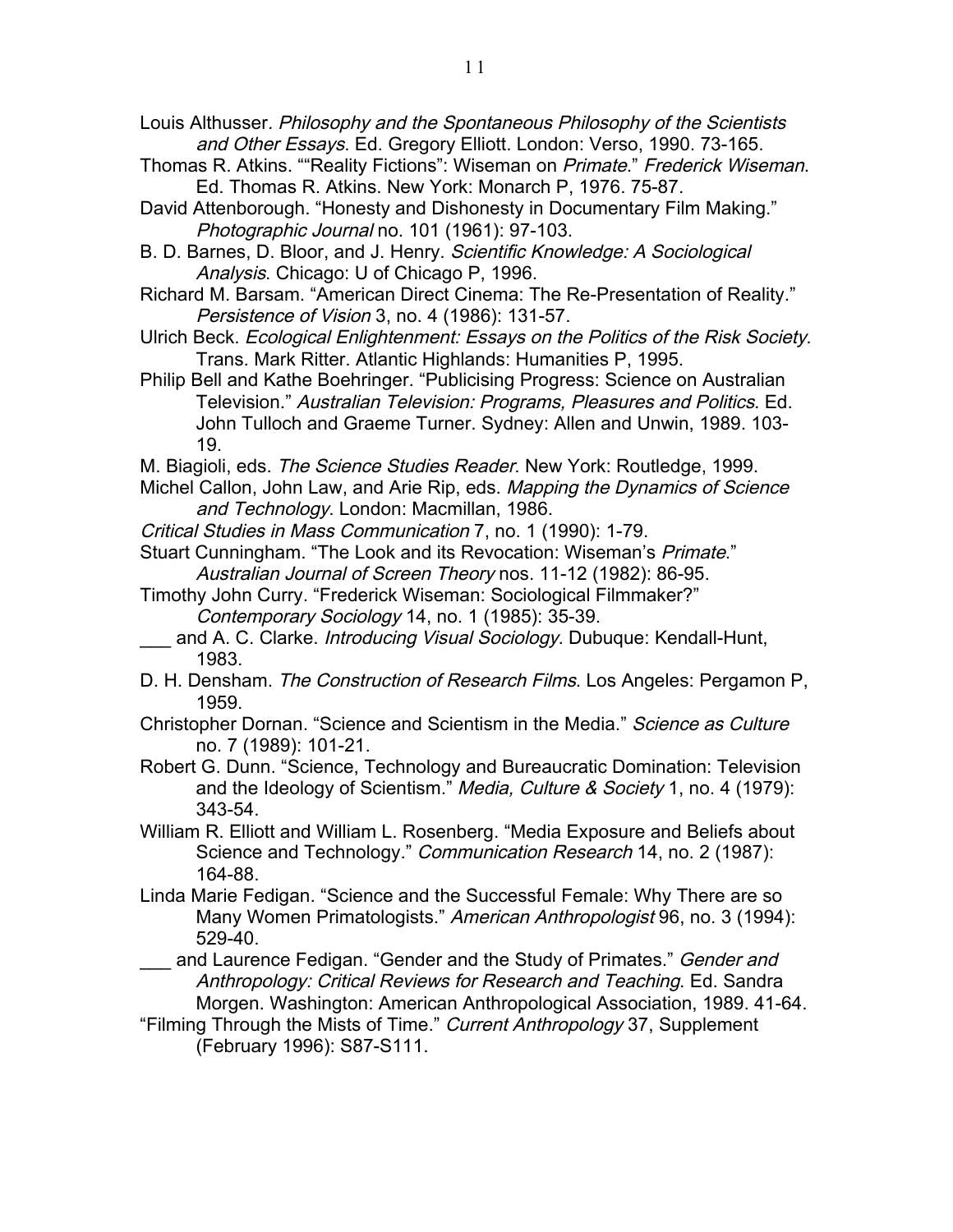Louis Althusser. *Philosophy and the Spontaneous Philosophy of the Scientists and Other Essays*. Ed. Gregory Elliott. London: Verso, 1990. 73-165.

Thomas R. Atkins. ""Reality Fictions": Wiseman on *Primate*." *Frederick Wiseman*. Ed. Thomas R. Atkins. New York: Monarch P, 1976. 75-87.

David Attenborough. "Honesty and Dishonesty in Documentary Film Making." *Photographic Journal* no. 101 (1961): 97-103.

B. D. Barnes, D. Bloor, and J. Henry. *Scientific Knowledge: A Sociological Analysis*. Chicago: U of Chicago P, 1996.

Richard M. Barsam. "American Direct Cinema: The Re-Presentation of Reality." *Persistence of Vision* 3, no. 4 (1986): 131-57.

Ulrich Beck. *Ecological Enlightenment: Essays on the Politics of the Risk Society*. Trans. Mark Ritter. Atlantic Highlands: Humanities P, 1995.

Philip Bell and Kathe Boehringer. "Publicising Progress: Science on Australian Television." *Australian Television: Programs, Pleasures and Politics*. Ed. John Tulloch and Graeme Turner. Sydney: Allen and Unwin, 1989. 103-19.

M. Biagioli, eds. *The Science Studies Reader*. New York: Routledge, 1999.

Michel Callon, John Law, and Arie Rip, eds. *Mapping the Dynamics of Science and Technology*. London: Macmillan, 1986.

*Critical Studies in Mass Communication* 7, no. 1 (1990): 1-79.

Stuart Cunningham. "The Look and its Revocation: Wiseman's *Primate*." *Australian Journal of Screen Theory* nos. 11-12 (1982): 86-95.

Timothy John Curry. "Frederick Wiseman: Sociological Filmmaker?" *Contemporary Sociology* 14, no. 1 (1985): 35-39.

___ and A. C. Clarke. *Introducing Visual Sociology*. Dubuque: Kendall-Hunt, 1983.

D. H. Densham. *The Construction of Research Films*. Los Angeles: Pergamon P, 1959.

Christopher Dornan. "Science and Scientism in the Media." *Science as Culture* no. 7 (1989): 101-21.

Robert G. Dunn. "Science, Technology and Bureaucratic Domination: Television and the Ideology of Scientism." *Media, Culture & Society* 1, no. 4 (1979): 343-54.

William R. Elliott and William L. Rosenberg. "Media Exposure and Beliefs about Science and Technology." *Communication Research* 14, no. 2 (1987): 164-88.

Linda Marie Fedigan. "Science and the Successful Female: Why There are so Many Women Primatologists." *American Anthropologist* 96, no. 3 (1994): 529-40.

___ and Laurence Fedigan. "Gender and the Study of Primates." *Gender and Anthropology: Critical Reviews for Research and Teaching*. Ed. Sandra Morgen. Washington: American Anthropological Association, 1989. 41-64.

"Filming Through the Mists of Time." *Current Anthropology* 37, Supplement (February 1996): S87-S111.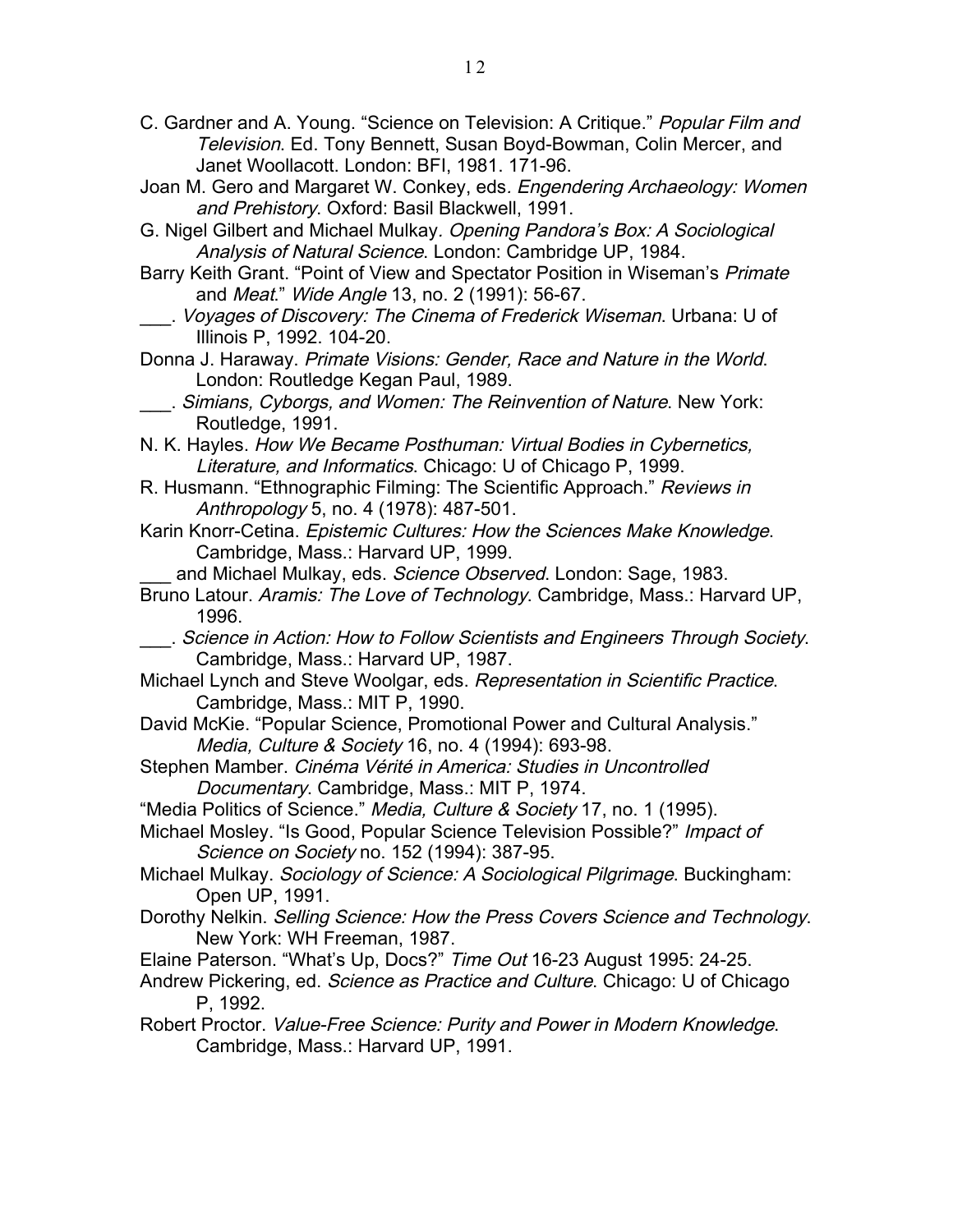C. Gardner and A. Young. “Science on Television: A Critique.” *Popular Film and Television*. Ed. Tony Bennett, Susan Boyd-Bowman, Colin Mercer, and Janet Woollacott. London: BFI, 1981. 171-96.

Joan M. Gero and Margaret W. Conkey, eds. *Engendering Archaeology: Women and Prehistory*. Oxford: Basil Blackwell, 1991.

G. Nigel Gilbert and Michael Mulkay. *Opening Pandora’s Box: A Sociological Analysis of Natural Science*. London: Cambridge UP, 1984.

Barry Keith Grant. “Point of View and Spectator Position in Wiseman’s *Primate* and *Meat*.” *Wide Angle* 13, no. 2 (1991): 56-67.

___. *Voyages of Discovery: The Cinema of Frederick Wiseman*. Urbana: U of Illinois P, 1992. 104-20.

Donna J. Haraway. *Primate Visions: Gender, Race and Nature in the World*. London: Routledge Kegan Paul, 1989.

___. *Simians, Cyborgs, and Women: The Reinvention of Nature*. New York: Routledge, 1991.

N. K. Hayles. *How We Became Posthuman: Virtual Bodies in Cybernetics, Literature, and Informatics*. Chicago: U of Chicago P, 1999.

R. Husmann. “Ethnographic Filming: The Scientific Approach.” *Reviews in Anthropology* 5, no. 4 (1978): 487-501.

Karin Knorr-Cetina. *Epistemic Cultures: How the Sciences Make Knowledge*. Cambridge, Mass.: Harvard UP, 1999.

___ and Michael Mulkay, eds. *Science Observed*. London: Sage, 1983.

Bruno Latour. *Aramis: The Love of Technology*. Cambridge, Mass.: Harvard UP, 1996.

___. *Science in Action: How to Follow Scientists and Engineers Through Society*. Cambridge, Mass.: Harvard UP, 1987.

Michael Lynch and Steve Woolgar, eds. *Representation in Scientific Practice*. Cambridge, Mass.: MIT P, 1990.

David McKie. “Popular Science, Promotional Power and Cultural Analysis.” *Media, Culture & Society* 16, no. 4 (1994): 693-98.

Stephen Mamber. *Cinéma Vérité in America: Studies in Uncontrolled Documentary*. Cambridge, Mass.: MIT P, 1974.

“Media Politics of Science.” *Media, Culture & Society* 17, no. 1 (1995).

Michael Mosley. “Is Good, Popular Science Television Possible?” *Impact of Science on Society* no. 152 (1994): 387-95.

Michael Mulkay. *Sociology of Science: A Sociological Pilgrimage*. Buckingham: Open UP, 1991.

Dorothy Nelkin. *Selling Science: How the Press Covers Science and Technology*. New York: WH Freeman, 1987.

Elaine Paterson. “What’s Up, Docs?” *Time Out* 16-23 August 1995: 24-25.

Andrew Pickering, ed. *Science as Practice and Culture*. Chicago: U of Chicago P, 1992.

Robert Proctor. *Value-Free Science: Purity and Power in Modern Knowledge*. Cambridge, Mass.: Harvard UP, 1991.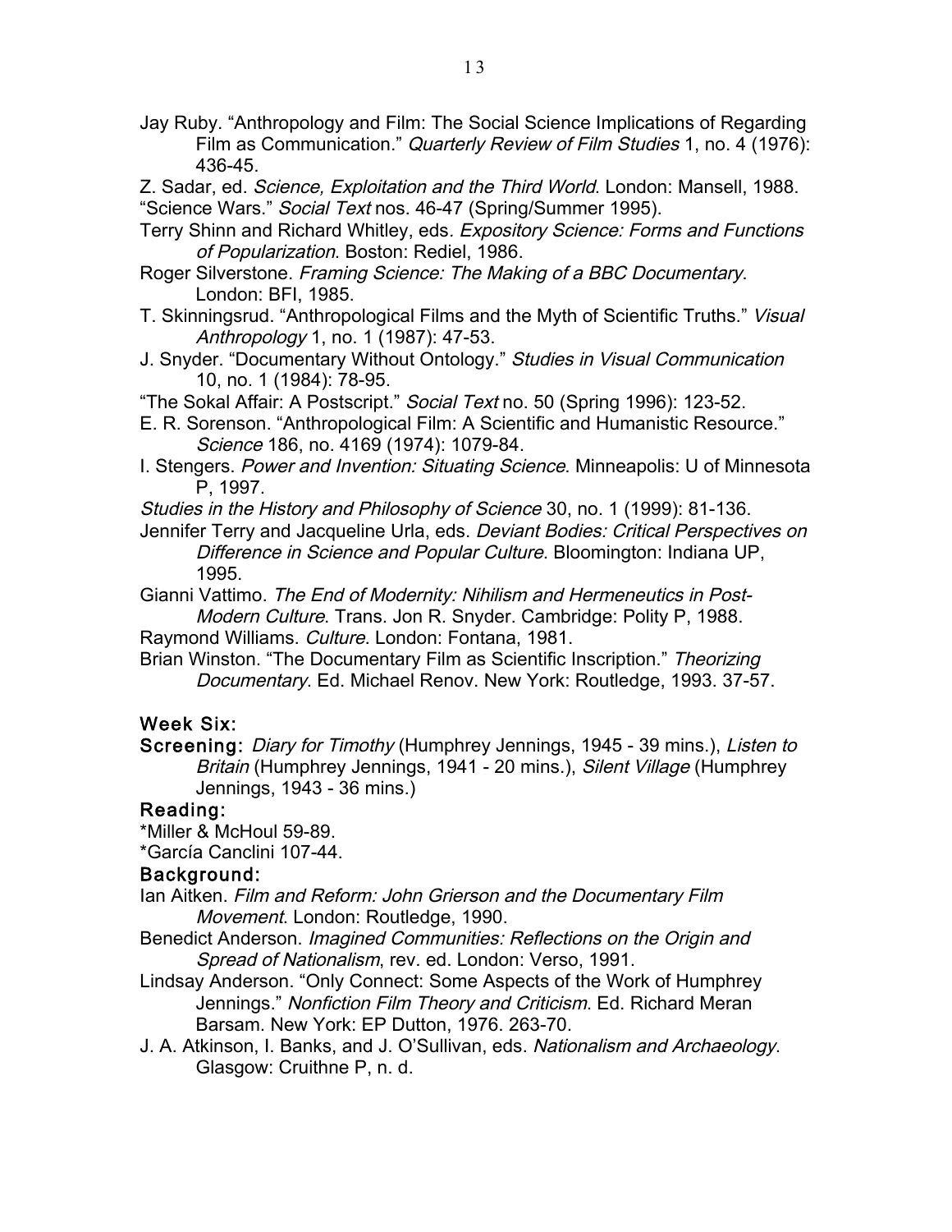Jay Ruby. "Anthropology and Film: The Social Science Implications of Regarding Film as Communication." *Quarterly Review of Film Studies* 1, no. 4 (1976): 436-45.

Z. Sadar, ed. *Science, Exploitation and the Third World*. London: Mansell, 1988.

"Science Wars." *Social Text* nos. 46-47 (Spring/Summer 1995).

Terry Shinn and Richard Whitley, eds. *Expository Science: Forms and Functions of Popularization*. Boston: Rediel, 1986.

Roger Silverstone. *Framing Science: The Making of a BBC Documentary*. London: BFI, 1985.

T. Skinningsrud. "Anthropological Films and the Myth of Scientific Truths." *Visual Anthropology* 1, no. 1 (1987): 47-53.

J. Snyder. "Documentary Without Ontology." *Studies in Visual Communication* 10, no. 1 (1984): 78-95.

"The Sokal Affair: A Postscript." *Social Text* no. 50 (Spring 1996): 123-52.

E. R. Sorenson. "Anthropological Film: A Scientific and Humanistic Resource." *Science* 186, no. 4169 (1974): 1079-84.

I. Stengers. *Power and Invention: Situating Science*. Minneapolis: U of Minnesota P, 1997.

*Studies in the History and Philosophy of Science* 30, no. 1 (1999): 81-136.

Jennifer Terry and Jacqueline Urla, eds. *Deviant Bodies: Critical Perspectives on Difference in Science and Popular Culture*. Bloomington: Indiana UP, 1995.

Gianni Vattimo. *The End of Modernity: Nihilism and Hermeneutics in Post-Modern Culture*. Trans. Jon R. Snyder. Cambridge: Polity P, 1988.

Raymond Williams. *Culture*. London: Fontana, 1981.

Brian Winston. "The Documentary Film as Scientific Inscription." *Theorizing Documentary*. Ed. Michael Renov. New York: Routledge, 1993. 37-57.

### Week Six:

**Screening:** *Diary for Timothy* (Humphrey Jennings, 1945 - 39 mins.), *Listen to Britain* (Humphrey Jennings, 1941 - 20 mins.), *Silent Village* (Humphrey Jennings, 1943 - 36 mins.)

**Reading:**

*Miller & McHoul 59-89.

*García Canclini 107-44.

**Background:**

Ian Aitken. *Film and Reform: John Grierson and the Documentary Film Movement*. London: Routledge, 1990.

Benedict Anderson. *Imagined Communities: Reflections on the Origin and Spread of Nationalism*, rev. ed. London: Verso, 1991.

Lindsay Anderson. "Only Connect: Some Aspects of the Work of Humphrey Jennings." *Nonfiction Film Theory and Criticism*. Ed. Richard Meran Barsam. New York: EP Dutton, 1976. 263-70.

J. A. Atkinson, I. Banks, and J. O'Sullivan, eds. *Nationalism and Archaeology*. Glasgow: Cruithne P, n. d.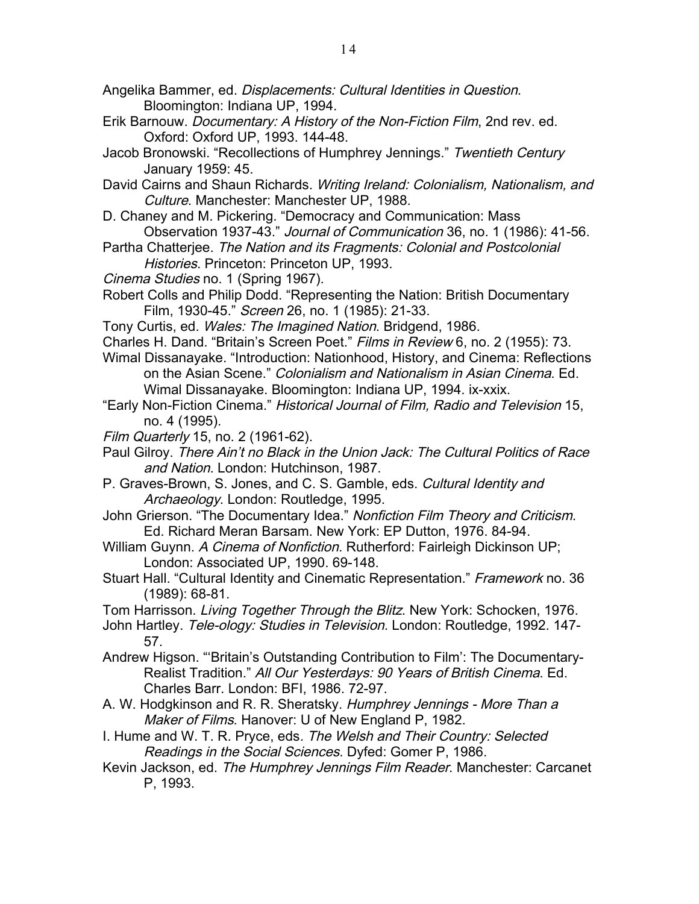Angelika Bammer, ed. *Displacements: Cultural Identities in Question*. Bloomington: Indiana UP, 1994.

Erik Barnouw. *Documentary: A History of the Non-Fiction Film*, 2nd rev. ed. Oxford: Oxford UP, 1993. 144-48.

Jacob Bronowski. “Recollections of Humphrey Jennings.” *Twentieth Century* January 1959: 45.

David Cairns and Shaun Richards. *Writing Ireland: Colonialism, Nationalism, and Culture*. Manchester: Manchester UP, 1988.

D. Chaney and M. Pickering. “Democracy and Communication: Mass Observation 1937-43.” *Journal of Communication* 36, no. 1 (1986): 41-56.

Partha Chatterjee. *The Nation and its Fragments: Colonial and Postcolonial Histories*. Princeton: Princeton UP, 1993.

*Cinema Studies* no. 1 (Spring 1967).

Robert Colls and Philip Dodd. “Representing the Nation: British Documentary Film, 1930-45.” *Screen* 26, no. 1 (1985): 21-33.

Tony Curtis, ed. *Wales: The Imagined Nation*. Bridgend, 1986.

Charles H. Dand. “Britain’s Screen Poet.” *Films in Review* 6, no. 2 (1955): 73.

Wimal Dissanayake. “Introduction: Nationhood, History, and Cinema: Reflections on the Asian Scene.” *Colonialism and Nationalism in Asian Cinema*. Ed. Wimal Dissanayake. Bloomington: Indiana UP, 1994. ix-xxix.

“Early Non-Fiction Cinema.” *Historical Journal of Film, Radio and Television* 15, no. 4 (1995).

*Film Quarterly* 15, no. 2 (1961-62).

Paul Gilroy. *There Ain’t no Black in the Union Jack: The Cultural Politics of Race and Nation*. London: Hutchinson, 1987.

P. Graves-Brown, S. Jones, and C. S. Gamble, eds. *Cultural Identity and Archaeology*. London: Routledge, 1995.

John Grierson. “The Documentary Idea.” *Nonfiction Film Theory and Criticism*. Ed. Richard Meran Barsam. New York: EP Dutton, 1976. 84-94.

William Guynn. *A Cinema of Nonfiction*. Rutherford: Fairleigh Dickinson UP; London: Associated UP, 1990. 69-148.

Stuart Hall. “Cultural Identity and Cinematic Representation.” *Framework* no. 36 (1989): 68-81.

Tom Harrisson. *Living Together Through the Blitz*. New York: Schocken, 1976.

John Hartley. *Tele-ology: Studies in Television*. London: Routledge, 1992. 147-57.

Andrew Higson. “‘Britain’s Outstanding Contribution to Film’: The Documentary-Realist Tradition.” *All Our Yesterdays: 90 Years of British Cinema*. Ed. Charles Barr. London: BFI, 1986. 72-97.

A. W. Hodgkinson and R. R. Sheratsky. *Humphrey Jennings - More Than a Maker of Films*. Hanover: U of New England P, 1982.

I. Hume and W. T. R. Pryce, eds. *The Welsh and Their Country: Selected Readings in the Social Sciences*. Dyfed: Gomer P, 1986.

Kevin Jackson, ed. *The Humphrey Jennings Film Reader*. Manchester: Carcanet P, 1993.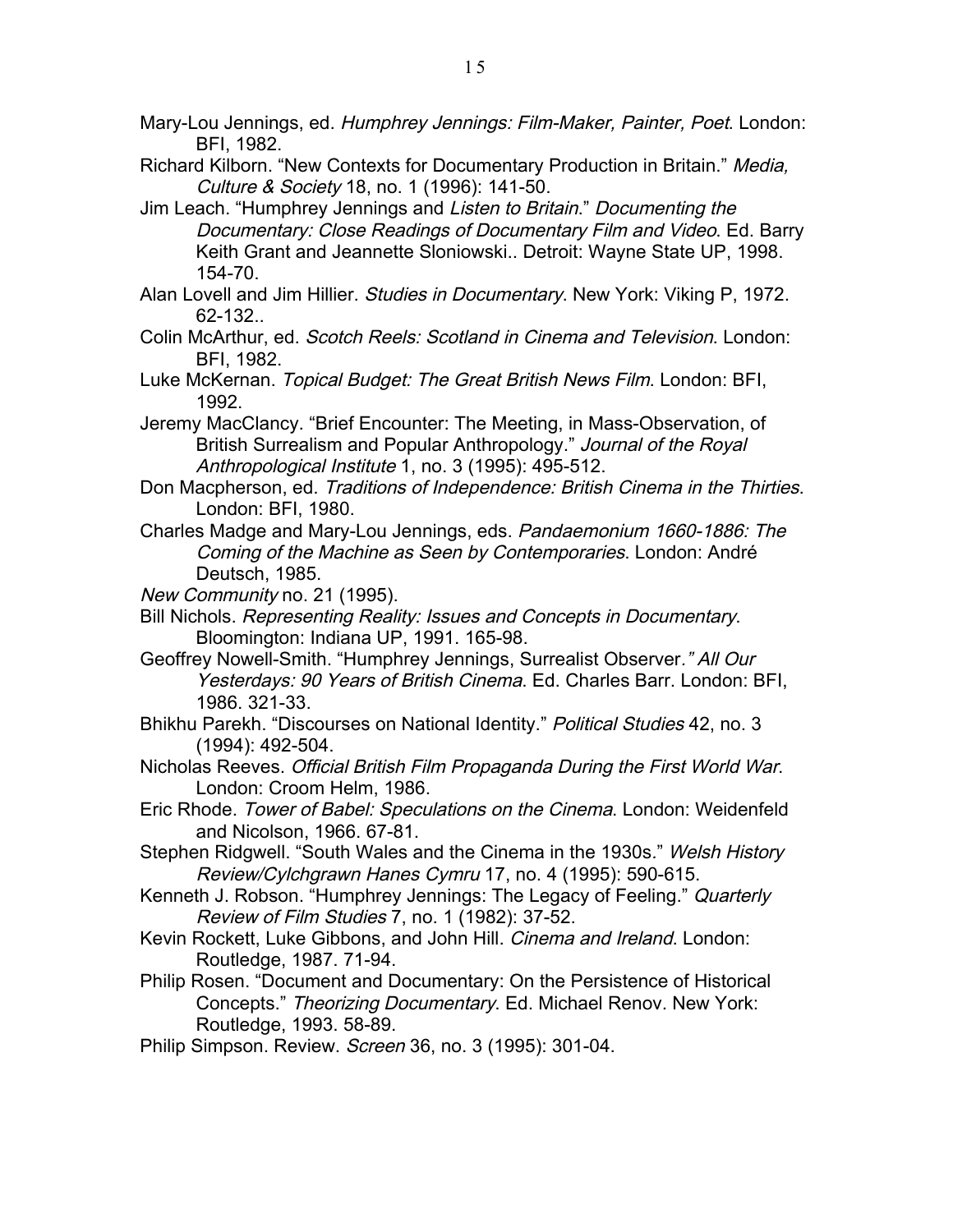Mary-Lou Jennings, ed. *Humphrey Jennings: Film-Maker, Painter, Poet*. London: BFI, 1982.

Richard Kilborn. "New Contexts for Documentary Production in Britain." *Media, Culture & Society* 18, no. 1 (1996): 141-50.

Jim Leach. "Humphrey Jennings and *Listen to Britain*." *Documenting the Documentary: Close Readings of Documentary Film and Video*. Ed. Barry Keith Grant and Jeannette Sloniowski.. Detroit: Wayne State UP, 1998. 154-70.

Alan Lovell and Jim Hillier. *Studies in Documentary*. New York: Viking P, 1972. 62-132..

Colin McArthur, ed. *Scotch Reels: Scotland in Cinema and Television*. London: BFI, 1982.

Luke McKernan. *Topical Budget: The Great British News Film*. London: BFI, 1992.

Jeremy MacClancy. "Brief Encounter: The Meeting, in Mass-Observation, of British Surrealism and Popular Anthropology." *Journal of the Royal Anthropological Institute* 1, no. 3 (1995): 495-512.

Don Macpherson, ed. *Traditions of Independence: British Cinema in the Thirties*. London: BFI, 1980.

Charles Madge and Mary-Lou Jennings, eds. *Pandaemonium 1660-1886: The Coming of the Machine as Seen by Contemporaries*. London: André Deutsch, 1985.

*New Community* no. 21 (1995).

Bill Nichols. *Representing Reality: Issues and Concepts in Documentary*. Bloomington: Indiana UP, 1991. 165-98.

Geoffrey Nowell-Smith. "Humphrey Jennings, Surrealist Observer." *All Our Yesterdays: 90 Years of British Cinema*. Ed. Charles Barr. London: BFI, 1986. 321-33.

Bhikhu Parekh. "Discourses on National Identity." *Political Studies* 42, no. 3 (1994): 492-504.

Nicholas Reeves. *Official British Film Propaganda During the First World War*. London: Croom Helm, 1986.

Eric Rhode. *Tower of Babel: Speculations on the Cinema*. London: Weidenfeld and Nicolson, 1966. 67-81.

Stephen Ridgwell. "South Wales and the Cinema in the 1930s." *Welsh History Review/Cylchgrawn Hanes Cymru* 17, no. 4 (1995): 590-615.

Kenneth J. Robson. "Humphrey Jennings: The Legacy of Feeling." *Quarterly Review of Film Studies* 7, no. 1 (1982): 37-52.

Kevin Rockett, Luke Gibbons, and John Hill. *Cinema and Ireland*. London: Routledge, 1987. 71-94.

Philip Rosen. "Document and Documentary: On the Persistence of Historical Concepts." *Theorizing Documentary*. Ed. Michael Renov. New York: Routledge, 1993. 58-89.

Philip Simpson. Review. *Screen* 36, no. 3 (1995): 301-04.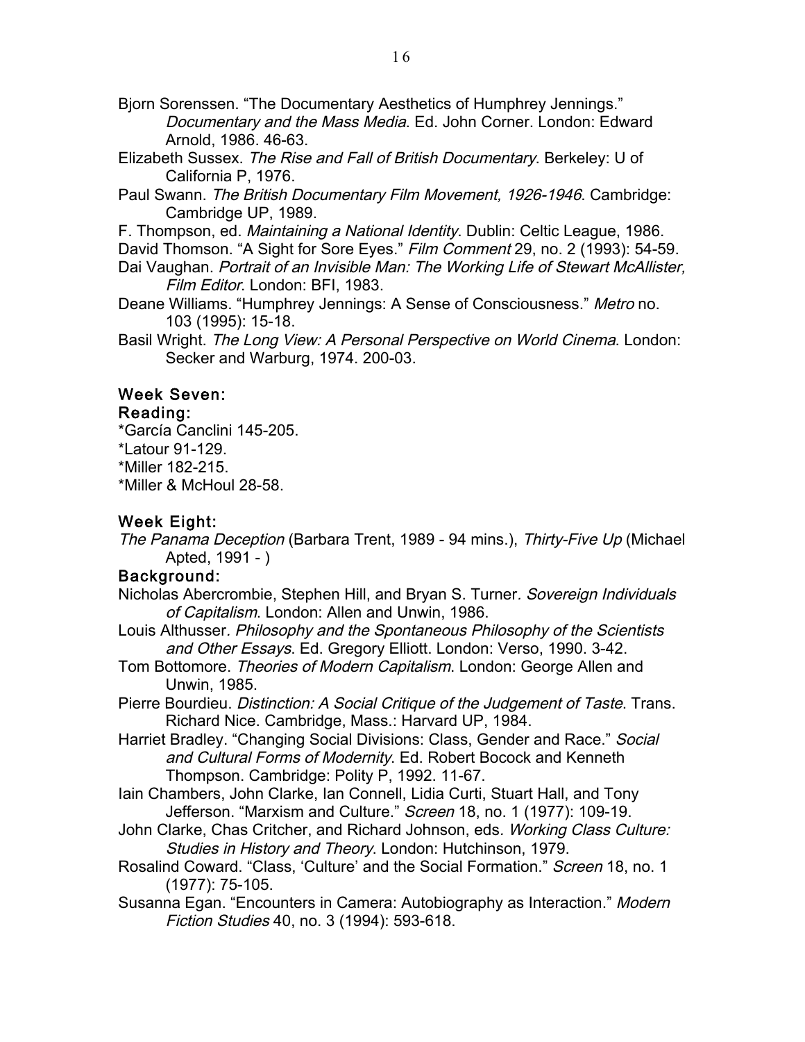Bjorn Sorenssen. "The Documentary Aesthetics of Humphrey Jennings." *Documentary and the Mass Media*. Ed. John Corner. London: Edward Arnold, 1986. 46-63.

Elizabeth Sussex. *The Rise and Fall of British Documentary*. Berkeley: U of California P, 1976.

Paul Swann. *The British Documentary Film Movement, 1926-1946*. Cambridge: Cambridge UP, 1989.

F. Thompson, ed. *Maintaining a National Identity*. Dublin: Celtic League, 1986.

David Thomson. "A Sight for Sore Eyes." *Film Comment* 29, no. 2 (1993): 54-59.

Dai Vaughan. *Portrait of an Invisible Man: The Working Life of Stewart McAllister, Film Editor*. London: BFI, 1983.

Deane Williams. "Humphrey Jennings: A Sense of Consciousness." *Metro* no. 103 (1995): 15-18.

Basil Wright. *The Long View: A Personal Perspective on World Cinema*. London: Secker and Warburg, 1974. 200-03.

## Week Seven:

### Reading:

*García Canclini 145-205.
*Latour 91-129.
*Miller 182-215.
*Miller & McHoul 28-58.

## Week Eight:

*The Panama Deception* (Barbara Trent, 1989 - 94 mins.), *Thirty-Five Up* (Michael Apted, 1991 - )

### Background:

Nicholas Abercrombie, Stephen Hill, and Bryan S. Turner. *Sovereign Individuals of Capitalism*. London: Allen and Unwin, 1986.

Louis Althusser. *Philosophy and the Spontaneous Philosophy of the Scientists and Other Essays*. Ed. Gregory Elliott. London: Verso, 1990. 3-42.

Tom Bottomore. *Theories of Modern Capitalism*. London: George Allen and Unwin, 1985.

Pierre Bourdieu. *Distinction: A Social Critique of the Judgement of Taste*. Trans. Richard Nice. Cambridge, Mass.: Harvard UP, 1984.

Harriet Bradley. "Changing Social Divisions: Class, Gender and Race." *Social and Cultural Forms of Modernity*. Ed. Robert Bocock and Kenneth Thompson. Cambridge: Polity P, 1992. 11-67.

Iain Chambers, John Clarke, Ian Connell, Lidia Curti, Stuart Hall, and Tony Jefferson. "Marxism and Culture." *Screen* 18, no. 1 (1977): 109-19.

John Clarke, Chas Critcher, and Richard Johnson, eds. *Working Class Culture: Studies in History and Theory*. London: Hutchinson, 1979.

Rosalind Coward. "Class, 'Culture' and the Social Formation." *Screen* 18, no. 1 (1977): 75-105.

Susanna Egan. "Encounters in Camera: Autobiography as Interaction." *Modern Fiction Studies* 40, no. 3 (1994): 593-618.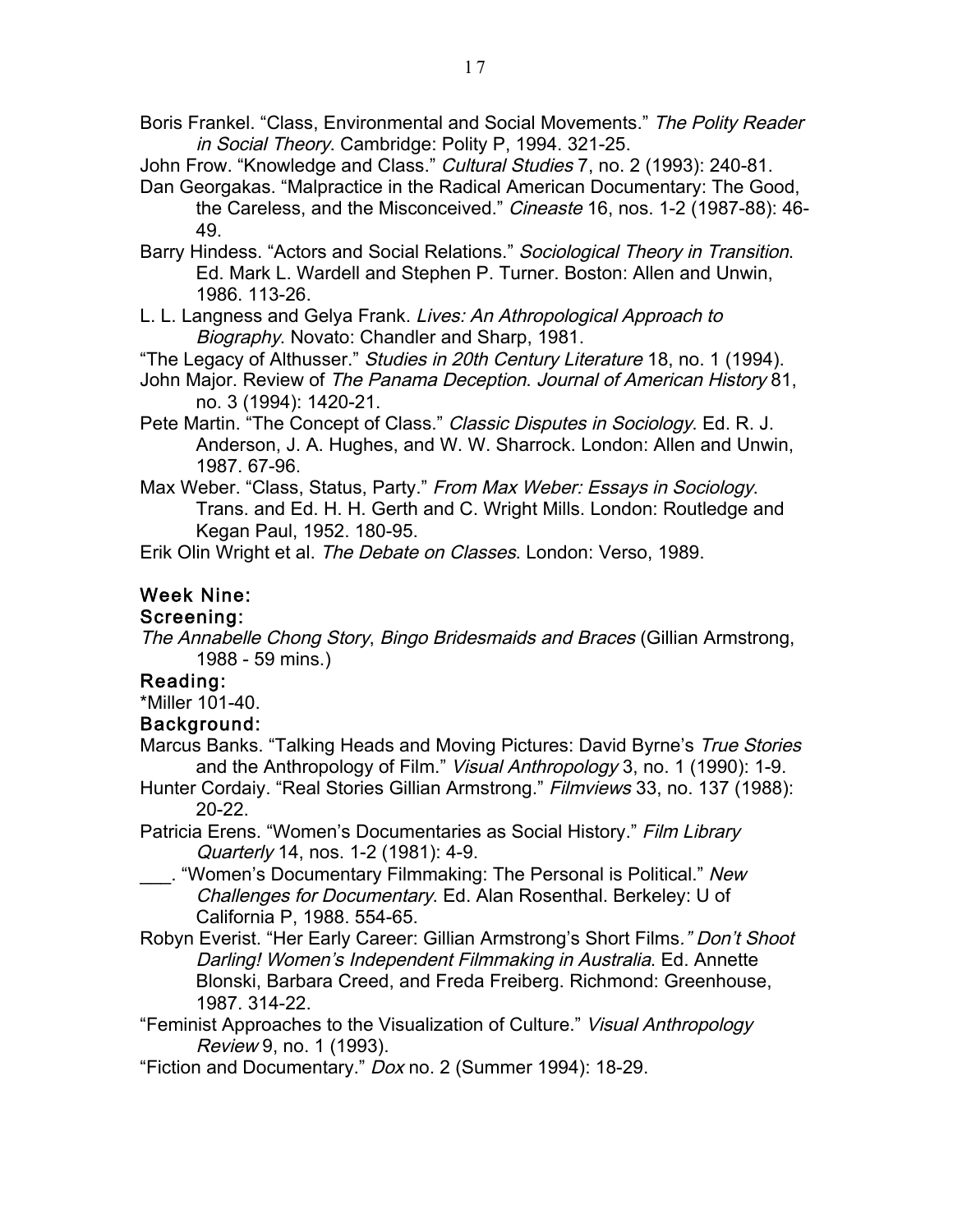Boris Frankel. “Class, Environmental and Social Movements.” *The Polity Reader in Social Theory*. Cambridge: Polity P, 1994. 321-25.

John Frow. “Knowledge and Class.” *Cultural Studies* 7, no. 2 (1993): 240-81.

Dan Georgakas. “Malpractice in the Radical American Documentary: The Good, the Careless, and the Misconceived.” *Cineaste* 16, nos. 1-2 (1987-88): 46-49.

Barry Hindess. “Actors and Social Relations.” *Sociological Theory in Transition*. Ed. Mark L. Wardell and Stephen P. Turner. Boston: Allen and Unwin, 1986. 113-26.

L. L. Langness and Gelya Frank. *Lives: An Athropological Approach to Biography*. Novato: Chandler and Sharp, 1981.

“The Legacy of Althusser.” *Studies in 20th Century Literature* 18, no. 1 (1994).

John Major. Review of *The Panama Deception*. *Journal of American History* 81, no. 3 (1994): 1420-21.

Pete Martin. “The Concept of Class.” *Classic Disputes in Sociology*. Ed. R. J. Anderson, J. A. Hughes, and W. W. Sharrock. London: Allen and Unwin, 1987. 67-96.

Max Weber. “Class, Status, Party.” *From Max Weber: Essays in Sociology*. Trans. and Ed. H. H. Gerth and C. Wright Mills. London: Routledge and Kegan Paul, 1952. 180-95.

Erik Olin Wright et al. *The Debate on Classes*. London: Verso, 1989.

### Week Nine:

#### Screening:

*The Annabelle Chong Story*, *Bingo Bridesmaids and Braces* (Gillian Armstrong, 1988 - 59 mins.)

#### Reading:

*Miller 101-40.

#### Background:

Marcus Banks. “Talking Heads and Moving Pictures: David Byrne’s *True Stories* and the Anthropology of Film.” *Visual Anthropology* 3, no. 1 (1990): 1-9.

Hunter Cordaiy. “Real Stories Gillian Armstrong.” *Filmviews* 33, no. 137 (1988): 20-22.

Patricia Erens. “Women’s Documentaries as Social History.” *Film Library Quarterly* 14, nos. 1-2 (1981): 4-9.

___. “Women’s Documentary Filmmaking: The Personal is Political.” *New Challenges for Documentary*. Ed. Alan Rosenthal. Berkeley: U of California P, 1988. 554-65.

Robyn Everist. “Her Early Career: Gillian Armstrong’s Short Films.” *Don’t Shoot Darling! Women’s Independent Filmmaking in Australia*. Ed. Annette Blonski, Barbara Creed, and Freda Freiberg. Richmond: Greenhouse, 1987. 314-22.

“Feminist Approaches to the Visualization of Culture.” *Visual Anthropology Review* 9, no. 1 (1993).

“Fiction and Documentary.” *Dox* no. 2 (Summer 1994): 18-29.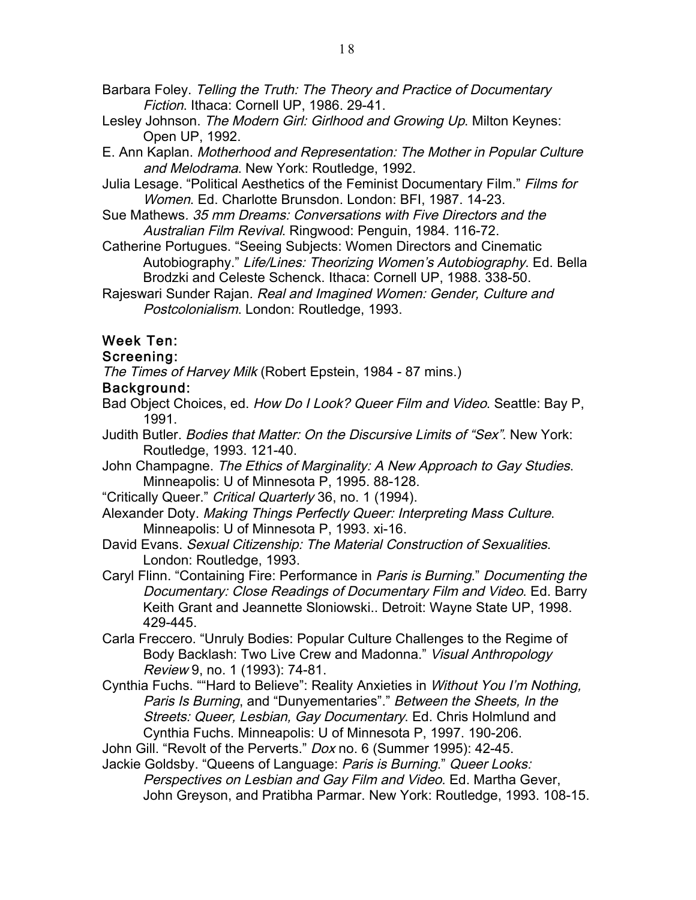Barbara Foley. *Telling the Truth: The Theory and Practice of Documentary Fiction*. Ithaca: Cornell UP, 1986. 29-41.

Lesley Johnson. *The Modern Girl: Girlhood and Growing Up*. Milton Keynes: Open UP, 1992.

E. Ann Kaplan. *Motherhood and Representation: The Mother in Popular Culture and Melodrama*. New York: Routledge, 1992.

Julia Lesage. "Political Aesthetics of the Feminist Documentary Film." *Films for Women*. Ed. Charlotte Brunsdon. London: BFI, 1987. 14-23.

Sue Mathews. *35 mm Dreams: Conversations with Five Directors and the Australian Film Revival*. Ringwood: Penguin, 1984. 116-72.

Catherine Portugues. "Seeing Subjects: Women Directors and Cinematic Autobiography." *Life/Lines: Theorizing Women's Autobiography*. Ed. Bella Brodzki and Celeste Schenck. Ithaca: Cornell UP, 1988. 338-50.

Rajeswari Sunder Rajan. *Real and Imagined Women: Gender, Culture and Postcolonialism*. London: Routledge, 1993.

## Week Ten:

### Screening:

*The Times of Harvey Milk* (Robert Epstein, 1984 - 87 mins.)

### Background:

Bad Object Choices, ed. *How Do I Look? Queer Film and Video*. Seattle: Bay P, 1991.

Judith Butler. *Bodies that Matter: On the Discursive Limits of "Sex"*. New York: Routledge, 1993. 121-40.

John Champagne. *The Ethics of Marginality: A New Approach to Gay Studies*. Minneapolis: U of Minnesota P, 1995. 88-128.

"Critically Queer." *Critical Quarterly* 36, no. 1 (1994).

Alexander Doty. *Making Things Perfectly Queer: Interpreting Mass Culture*. Minneapolis: U of Minnesota P, 1993. xi-16.

David Evans. *Sexual Citizenship: The Material Construction of Sexualities*. London: Routledge, 1993.

Caryl Flinn. "Containing Fire: Performance in *Paris is Burning*." *Documenting the Documentary: Close Readings of Documentary Film and Video*. Ed. Barry Keith Grant and Jeannette Sloniowski.. Detroit: Wayne State UP, 1998. 429-445.

Carla Freccero. "Unruly Bodies: Popular Culture Challenges to the Regime of Body Backlash: Two Live Crew and Madonna." *Visual Anthropology Review* 9, no. 1 (1993): 74-81.

Cynthia Fuchs. ""Hard to Believe": Reality Anxieties in *Without You I'm Nothing, Paris Is Burning*, and "Dunyementaries"." *Between the Sheets, In the Streets: Queer, Lesbian, Gay Documentary*. Ed. Chris Holmlund and Cynthia Fuchs. Minneapolis: U of Minnesota P, 1997. 190-206.

John Gill. "Revolt of the Perverts." *Dox* no. 6 (Summer 1995): 42-45.

Jackie Goldsby. "Queens of Language: *Paris is Burning*." *Queer Looks: Perspectives on Lesbian and Gay Film and Video*. Ed. Martha Gever, John Greyson, and Pratibha Parmar. New York: Routledge, 1993. 108-15.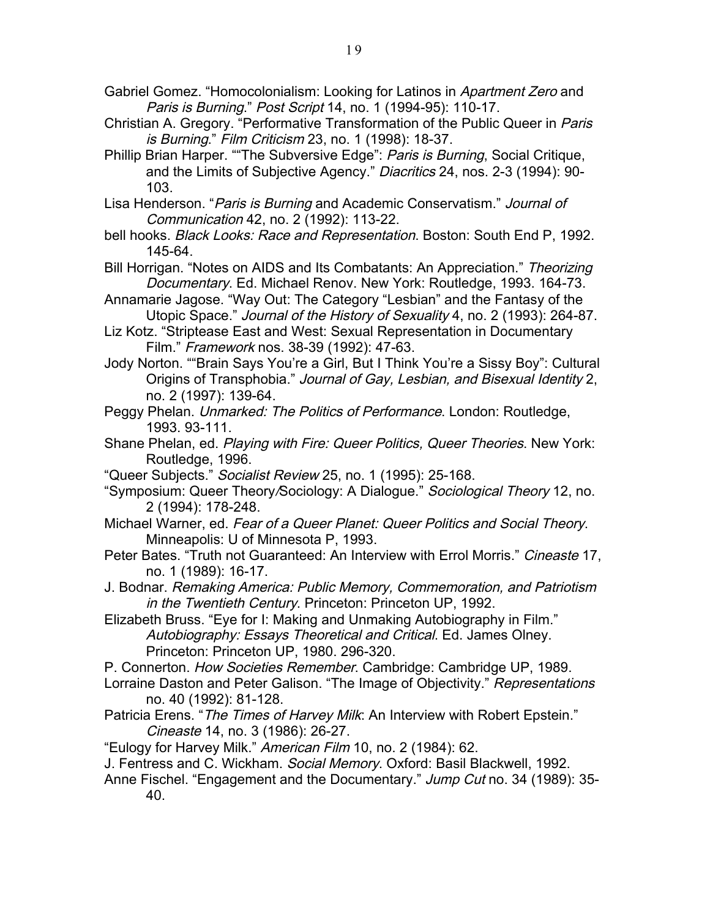Gabriel Gomez. “Homocolonialism: Looking for Latinos in *Apartment Zero* and *Paris is Burning*.” *Post Script* 14, no. 1 (1994-95): 110-17.

Christian A. Gregory. “Performative Transformation of the Public Queer in *Paris is Burning*.” *Film Criticism* 23, no. 1 (1998): 18-37.

Phillip Brian Harper. ““The Subversive Edge”: *Paris is Burning*, Social Critique, and the Limits of Subjective Agency.” *Diacritics* 24, nos. 2-3 (1994): 90-103.

Lisa Henderson. “*Paris is Burning* and Academic Conservatism.” *Journal of Communication* 42, no. 2 (1992): 113-22.

bell hooks. *Black Looks: Race and Representation*. Boston: South End P, 1992. 145-64.

Bill Horrigan. “Notes on AIDS and Its Combatants: An Appreciation.” *Theorizing Documentary*. Ed. Michael Renov. New York: Routledge, 1993. 164-73.

Annamarie Jagose. “Way Out: The Category “Lesbian” and the Fantasy of the Utopic Space.” *Journal of the History of Sexuality* 4, no. 2 (1993): 264-87.

Liz Kotz. “Striptease East and West: Sexual Representation in Documentary Film.” *Framework* nos. 38-39 (1992): 47-63.

Jody Norton. ““Brain Says You’re a Girl, But I Think You’re a Sissy Boy”: Cultural Origins of Transphobia.” *Journal of Gay, Lesbian, and Bisexual Identity* 2, no. 2 (1997): 139-64.

Peggy Phelan. *Unmarked: The Politics of Performance*. London: Routledge, 1993. 93-111.

Shane Phelan, ed. *Playing with Fire: Queer Politics, Queer Theories*. New York: Routledge, 1996.

“Queer Subjects.” *Socialist Review* 25, no. 1 (1995): 25-168.

“Symposium: Queer Theory/Sociology: A Dialogue.” *Sociological Theory* 12, no. 2 (1994): 178-248.

Michael Warner, ed. *Fear of a Queer Planet: Queer Politics and Social Theory*. Minneapolis: U of Minnesota P, 1993.

Peter Bates. “Truth not Guaranteed: An Interview with Errol Morris.” *Cineaste* 17, no. 1 (1989): 16-17.

J. Bodnar. *Remaking America: Public Memory, Commemoration, and Patriotism in the Twentieth Century*. Princeton: Princeton UP, 1992.

Elizabeth Bruss. “Eye for I: Making and Unmaking Autobiography in Film.” *Autobiography: Essays Theoretical and Critical*. Ed. James Olney. Princeton: Princeton UP, 1980. 296-320.

P. Connerton. *How Societies Remember*. Cambridge: Cambridge UP, 1989.

Lorraine Daston and Peter Galison. “The Image of Objectivity.” *Representations* no. 40 (1992): 81-128.

Patricia Erens. “*The Times of Harvey Milk*: An Interview with Robert Epstein.” *Cineaste* 14, no. 3 (1986): 26-27.

“Eulogy for Harvey Milk.” *American Film* 10, no. 2 (1984): 62.

J. Fentress and C. Wickham. *Social Memory*. Oxford: Basil Blackwell, 1992.

Anne Fischel. “Engagement and the Documentary.” *Jump Cut* no. 34 (1989): 35-40.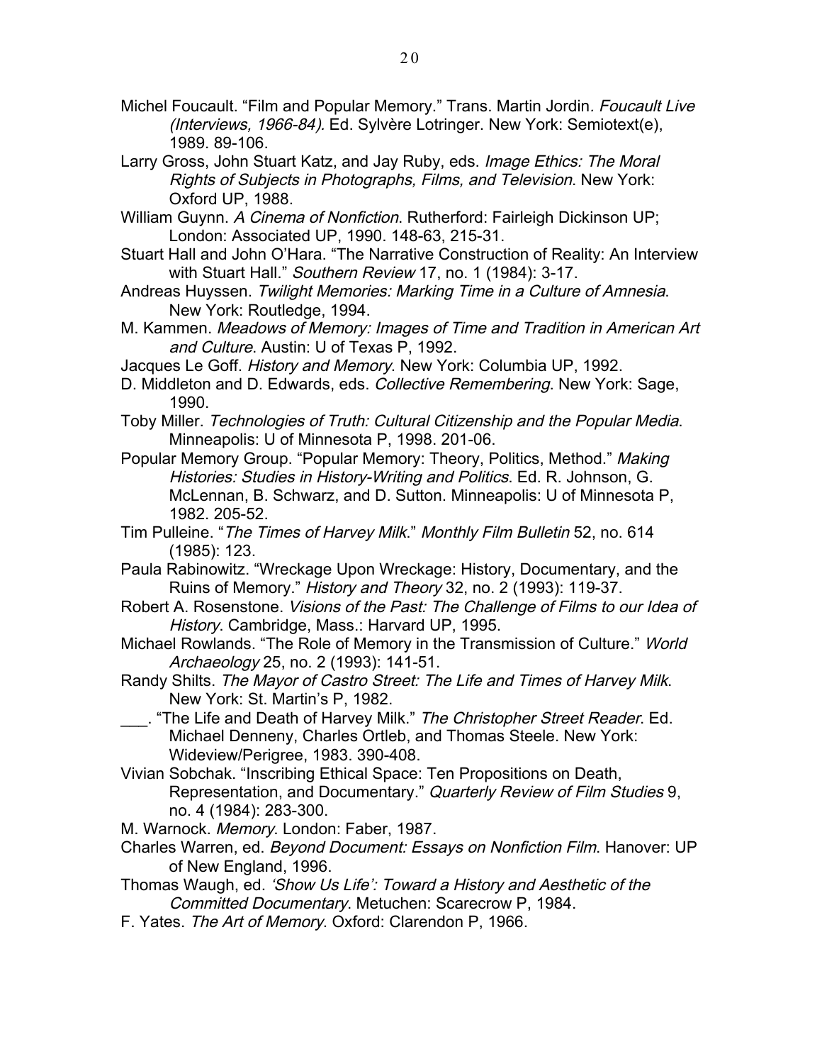Michel Foucault. “Film and Popular Memory.” Trans. Martin Jordin. *Foucault Live (Interviews, 1966-84).* Ed. Sylvère Lotringer. New York: Semiotext(e), 1989. 89-106.

Larry Gross, John Stuart Katz, and Jay Ruby, eds. *Image Ethics: The Moral Rights of Subjects in Photographs, Films, and Television*. New York: Oxford UP, 1988.

William Guynn. *A Cinema of Nonfiction*. Rutherford: Fairleigh Dickinson UP; London: Associated UP, 1990. 148-63, 215-31.

Stuart Hall and John O’Hara. “The Narrative Construction of Reality: An Interview with Stuart Hall.” *Southern Review* 17, no. 1 (1984): 3-17.

Andreas Huyssen. *Twilight Memories: Marking Time in a Culture of Amnesia*. New York: Routledge, 1994.

M. Kammen. *Meadows of Memory: Images of Time and Tradition in American Art and Culture*. Austin: U of Texas P, 1992.

Jacques Le Goff. *History and Memory*. New York: Columbia UP, 1992.

D. Middleton and D. Edwards, eds. *Collective Remembering*. New York: Sage, 1990.

Toby Miller. *Technologies of Truth: Cultural Citizenship and the Popular Media*. Minneapolis: U of Minnesota P, 1998. 201-06.

Popular Memory Group. “Popular Memory: Theory, Politics, Method.” *Making Histories: Studies in History-Writing and Politics*. Ed. R. Johnson, G. McLennan, B. Schwarz, and D. Sutton. Minneapolis: U of Minnesota P, 1982. 205-52.

Tim Pulleine. “*The Times of Harvey Milk*.” *Monthly Film Bulletin* 52, no. 614 (1985): 123.

Paula Rabinowitz. “Wreckage Upon Wreckage: History, Documentary, and the Ruins of Memory.” *History and Theory* 32, no. 2 (1993): 119-37.

Robert A. Rosenstone. *Visions of the Past: The Challenge of Films to our Idea of History*. Cambridge, Mass.: Harvard UP, 1995.

Michael Rowlands. “The Role of Memory in the Transmission of Culture.” *World Archaeology* 25, no. 2 (1993): 141-51.

Randy Shilts. *The Mayor of Castro Street: The Life and Times of Harvey Milk*. New York: St. Martin’s P, 1982.

\_\_\_. “The Life and Death of Harvey Milk.” *The Christopher Street Reader*. Ed. Michael Denneny, Charles Ortleb, and Thomas Steele. New York: Wideview/Perigree, 1983. 390-408.

Vivian Sobchak. “Inscribing Ethical Space: Ten Propositions on Death, Representation, and Documentary.” *Quarterly Review of Film Studies* 9, no. 4 (1984): 283-300.

M. Warnock. *Memory*. London: Faber, 1987.

Charles Warren, ed. *Beyond Document: Essays on Nonfiction Film*. Hanover: UP of New England, 1996.

Thomas Waugh, ed. *‘Show Us Life’: Toward a History and Aesthetic of the Committed Documentary*. Metuchen: Scarecrow P, 1984.

F. Yates. *The Art of Memory*. Oxford: Clarendon P, 1966.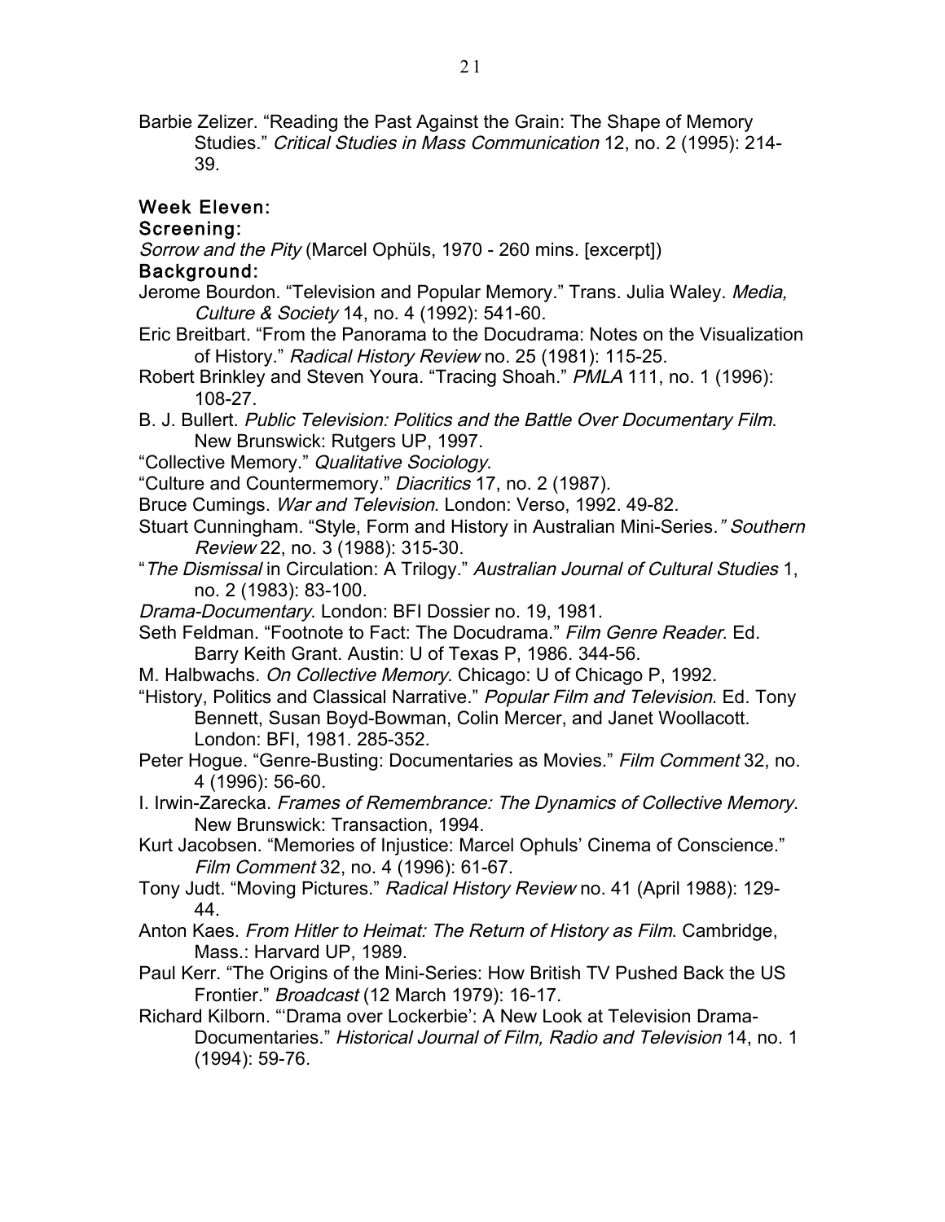Barbie Zelizer. "Reading the Past Against the Grain: The Shape of Memory Studies." *Critical Studies in Mass Communication* 12, no. 2 (1995): 214-39.

### Week Eleven:

### Screening:

*Sorrow and the Pity* (Marcel Ophüls, 1970 - 260 mins. [excerpt])

### Background:

Jerome Bourdon. "Television and Popular Memory." Trans. Julia Waley. *Media, Culture & Society* 14, no. 4 (1992): 541-60.

Eric Breitbart. "From the Panorama to the Docudrama: Notes on the Visualization of History." *Radical History Review* no. 25 (1981): 115-25.

Robert Brinkley and Steven Youra. "Tracing Shoah." *PMLA* 111, no. 1 (1996): 108-27.

B. J. Bullert. *Public Television: Politics and the Battle Over Documentary Film*. New Brunswick: Rutgers UP, 1997.

"Collective Memory." *Qualitative Sociology*.

"Culture and Countermemory." *Diacritics* 17, no. 2 (1987).

Bruce Cumings. *War and Television*. London: Verso, 1992. 49-82.

Stuart Cunningham. "Style, Form and History in Australian Mini-Series*." Southern Review* 22, no. 3 (1988): 315-30.

"*The Dismissal* in Circulation: A Trilogy." *Australian Journal of Cultural Studies* 1, no. 2 (1983): 83-100.

*Drama-Documentary*. London: BFI Dossier no. 19, 1981.

Seth Feldman. "Footnote to Fact: The Docudrama." *Film Genre Reader*. Ed. Barry Keith Grant. Austin: U of Texas P, 1986. 344-56.

M. Halbwachs. *On Collective Memory*. Chicago: U of Chicago P, 1992.

"History, Politics and Classical Narrative." *Popular Film and Television*. Ed. Tony Bennett, Susan Boyd-Bowman, Colin Mercer, and Janet Woollacott. London: BFI, 1981. 285-352.

Peter Hogue. "Genre-Busting: Documentaries as Movies." *Film Comment* 32, no. 4 (1996): 56-60.

I. Irwin-Zarecka. *Frames of Remembrance: The Dynamics of Collective Memory*. New Brunswick: Transaction, 1994.

Kurt Jacobsen. "Memories of Injustice: Marcel Ophuls' Cinema of Conscience." *Film Comment* 32, no. 4 (1996): 61-67.

Tony Judt. "Moving Pictures." *Radical History Review* no. 41 (April 1988): 129-44.

Anton Kaes. *From Hitler to Heimat: The Return of History as Film*. Cambridge, Mass.: Harvard UP, 1989.

Paul Kerr. "The Origins of the Mini-Series: How British TV Pushed Back the US Frontier." *Broadcast* (12 March 1979): 16-17.

Richard Kilborn. "'Drama over Lockerbie': A New Look at Television Drama-Documentaries." *Historical Journal of Film, Radio and Television* 14, no. 1 (1994): 59-76.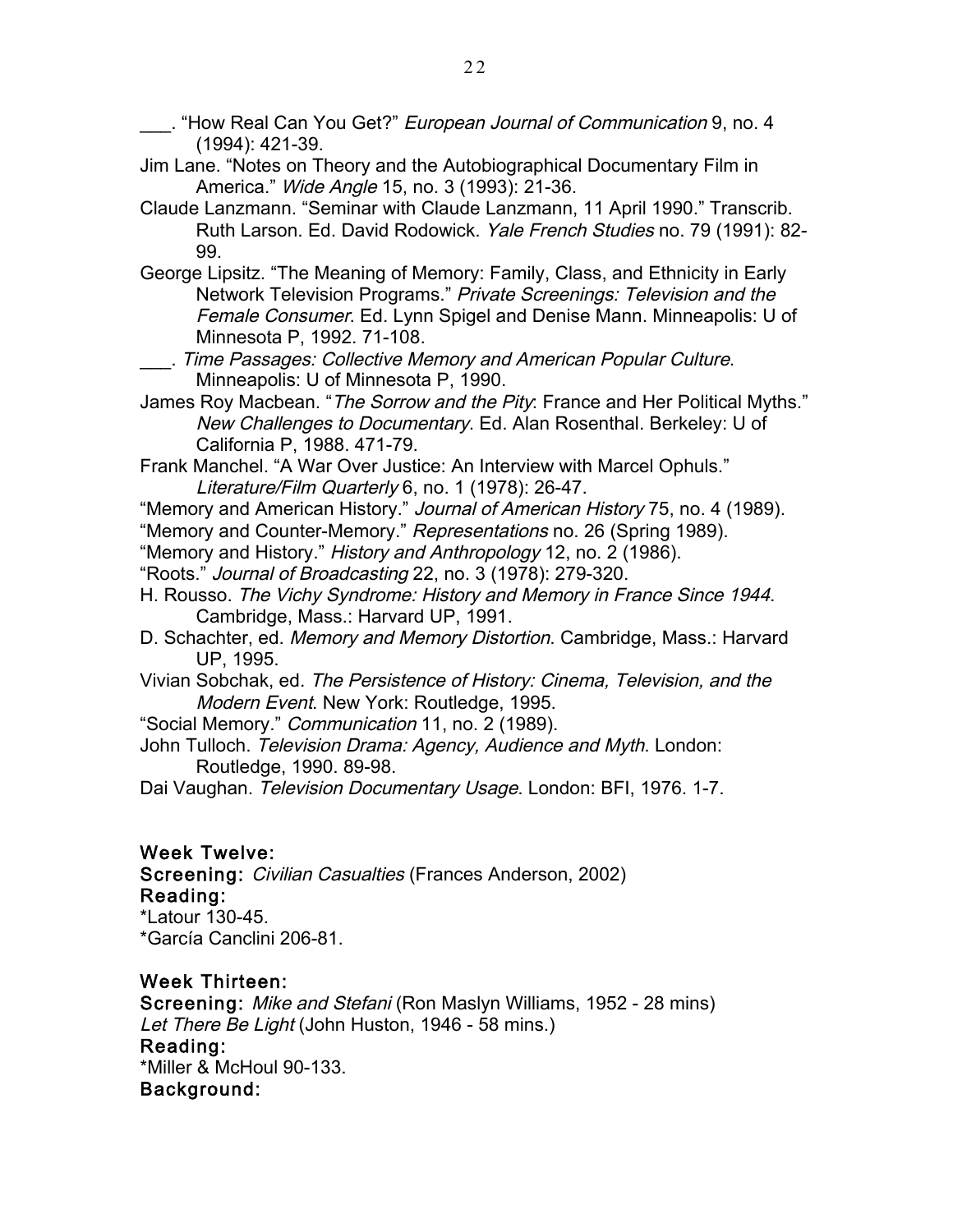___. "How Real Can You Get?" *European Journal of Communication* 9, no. 4 (1994): 421-39.

Jim Lane. "Notes on Theory and the Autobiographical Documentary Film in America." *Wide Angle* 15, no. 3 (1993): 21-36.

Claude Lanzmann. "Seminar with Claude Lanzmann, 11 April 1990." Transcrib. Ruth Larson. Ed. David Rodowick. *Yale French Studies* no. 79 (1991): 82-99.

George Lipsitz. "The Meaning of Memory: Family, Class, and Ethnicity in Early Network Television Programs." *Private Screenings: Television and the Female Consumer*. Ed. Lynn Spigel and Denise Mann. Minneapolis: U of Minnesota P, 1992. 71-108.

___. *Time Passages: Collective Memory and American Popular Culture*. Minneapolis: U of Minnesota P, 1990.

James Roy Macbean. "*The Sorrow and the Pity*: France and Her Political Myths." *New Challenges to Documentary*. Ed. Alan Rosenthal. Berkeley: U of California P, 1988. 471-79.

Frank Manchel. "A War Over Justice: An Interview with Marcel Ophuls." *Literature/Film Quarterly* 6, no. 1 (1978): 26-47.

"Memory and American History." *Journal of American History* 75, no. 4 (1989).

"Memory and Counter-Memory." *Representations* no. 26 (Spring 1989).

"Memory and History." *History and Anthropology* 12, no. 2 (1986).

"Roots." *Journal of Broadcasting* 22, no. 3 (1978): 279-320.

H. Rousso. *The Vichy Syndrome: History and Memory in France Since 1944*. Cambridge, Mass.: Harvard UP, 1991.

D. Schachter, ed. *Memory and Memory Distortion*. Cambridge, Mass.: Harvard UP, 1995.

Vivian Sobchak, ed. *The Persistence of History: Cinema, Television, and the Modern Event*. New York: Routledge, 1995.

"Social Memory." *Communication* 11, no. 2 (1989).

John Tulloch. *Television Drama: Agency, Audience and Myth*. London: Routledge, 1990. 89-98.

Dai Vaughan. *Television Documentary Usage*. London: BFI, 1976. 1-7.

### Week Twelve:

**Screening:** *Civilian Casualties* (Frances Anderson, 2002)

**Reading:**

*Latour 130-45.

*García Canclini 206-81.

### Week Thirteen:

**Screening:** *Mike and Stefani* (Ron Maslyn Williams, 1952 - 28 mins)

*Let There Be Light* (John Huston, 1946 - 58 mins.)

**Reading:**

*Miller & McHoul 90-133.

**Background:**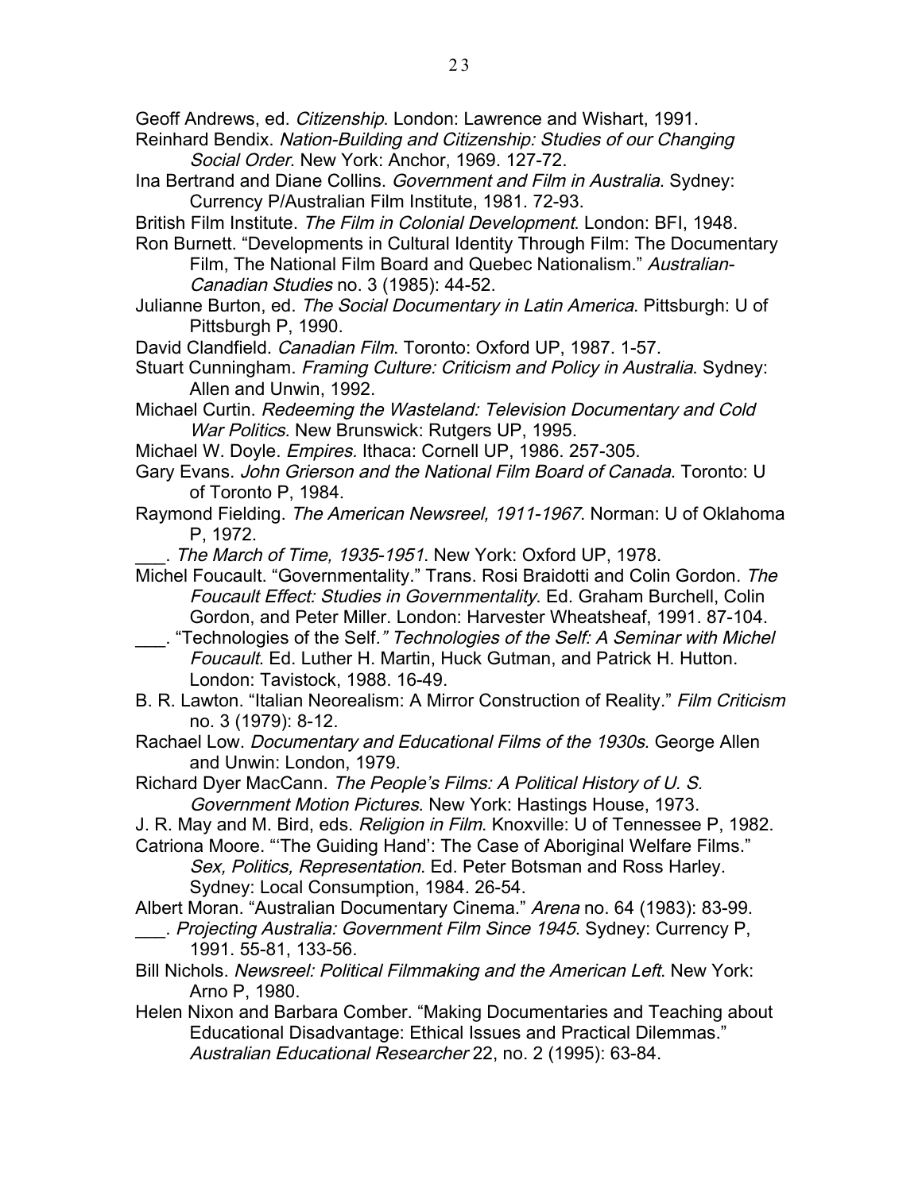Geoff Andrews, ed. *Citizenship*. London: Lawrence and Wishart, 1991.

Reinhard Bendix. *Nation-Building and Citizenship: Studies of our Changing Social Order*. New York: Anchor, 1969. 127-72.

Ina Bertrand and Diane Collins. *Government and Film in Australia*. Sydney: Currency P/Australian Film Institute, 1981. 72-93.

British Film Institute. *The Film in Colonial Development*. London: BFI, 1948.

Ron Burnett. "Developments in Cultural Identity Through Film: The Documentary Film, The National Film Board and Quebec Nationalism." *Australian-Canadian Studies* no. 3 (1985): 44-52.

Julianne Burton, ed. *The Social Documentary in Latin America*. Pittsburgh: U of Pittsburgh P, 1990.

David Clandfield. *Canadian Film*. Toronto: Oxford UP, 1987. 1-57.

Stuart Cunningham. *Framing Culture: Criticism and Policy in Australia*. Sydney: Allen and Unwin, 1992.

Michael Curtin. *Redeeming the Wasteland: Television Documentary and Cold War Politics*. New Brunswick: Rutgers UP, 1995.

Michael W. Doyle. *Empires.* Ithaca: Cornell UP, 1986. 257-305.

Gary Evans. *John Grierson and the National Film Board of Canada*. Toronto: U of Toronto P, 1984.

Raymond Fielding. *The American Newsreel, 1911-1967*. Norman: U of Oklahoma P, 1972.

___. *The March of Time, 1935-1951*. New York: Oxford UP, 1978.

Michel Foucault. "Governmentality." Trans. Rosi Braidotti and Colin Gordon. *The Foucault Effect: Studies in Governmentality*. Ed. Graham Burchell, Colin Gordon, and Peter Miller. London: Harvester Wheatsheaf, 1991. 87-104.

___. "Technologies of the Self." *Technologies of the Self: A Seminar with Michel Foucault*. Ed. Luther H. Martin, Huck Gutman, and Patrick H. Hutton. London: Tavistock, 1988. 16-49.

B. R. Lawton. "Italian Neorealism: A Mirror Construction of Reality." *Film Criticism* no. 3 (1979): 8-12.

Rachael Low. *Documentary and Educational Films of the 1930s*. George Allen and Unwin: London, 1979.

Richard Dyer MacCann. *The People's Films: A Political History of U. S. Government Motion Pictures*. New York: Hastings House, 1973.

J. R. May and M. Bird, eds. *Religion in Film*. Knoxville: U of Tennessee P, 1982.

Catriona Moore. "'The Guiding Hand': The Case of Aboriginal Welfare Films." *Sex, Politics, Representation*. Ed. Peter Botsman and Ross Harley. Sydney: Local Consumption, 1984. 26-54.

Albert Moran. "Australian Documentary Cinema." *Arena* no. 64 (1983): 83-99.

___. *Projecting Australia: Government Film Since 1945*. Sydney: Currency P, 1991. 55-81, 133-56.

Bill Nichols. *Newsreel: Political Filmmaking and the American Left*. New York: Arno P, 1980.

Helen Nixon and Barbara Comber. "Making Documentaries and Teaching about Educational Disadvantage: Ethical Issues and Practical Dilemmas." *Australian Educational Researcher* 22, no. 2 (1995): 63-84.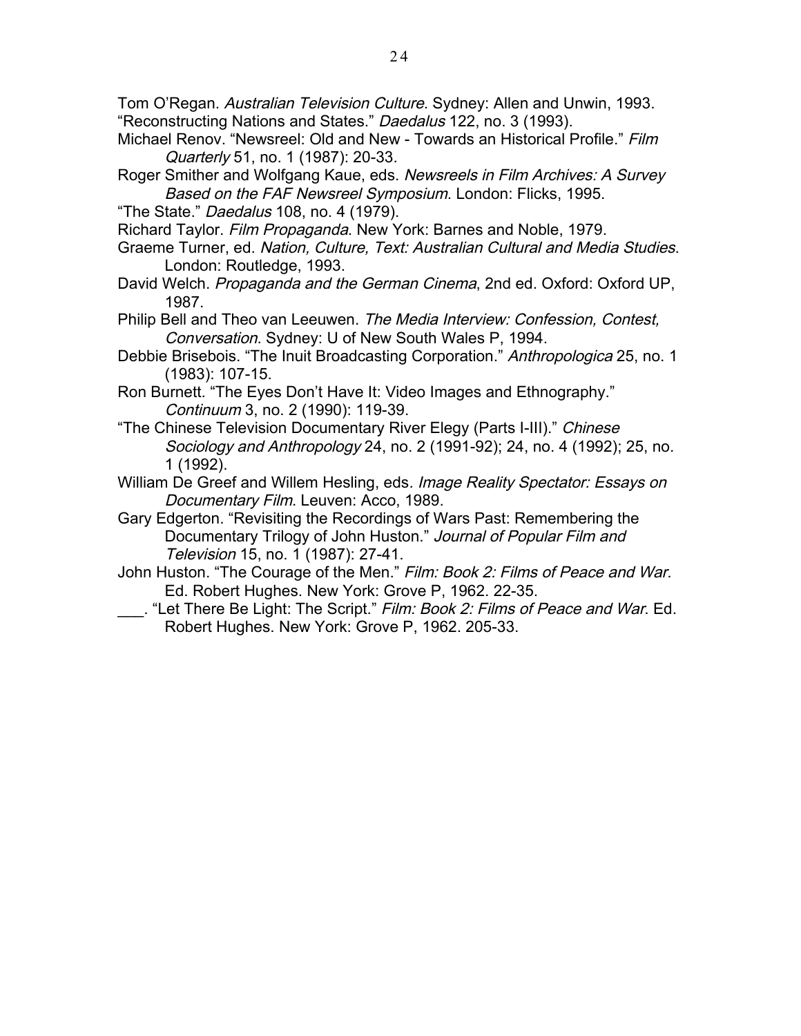Tom O'Regan. *Australian Television Culture*. Sydney: Allen and Unwin, 1993.

"Reconstructing Nations and States." *Daedalus* 122, no. 3 (1993).

Michael Renov. "Newsreel: Old and New - Towards an Historical Profile." *Film Quarterly* 51, no. 1 (1987): 20-33.

Roger Smither and Wolfgang Kaue, eds. *Newsreels in Film Archives: A Survey Based on the FAF Newsreel Symposium*. London: Flicks, 1995.

"The State." *Daedalus* 108, no. 4 (1979).

Richard Taylor. *Film Propaganda*. New York: Barnes and Noble, 1979.

Graeme Turner, ed. *Nation, Culture, Text: Australian Cultural and Media Studies*. London: Routledge, 1993.

David Welch. *Propaganda and the German Cinema*, 2nd ed. Oxford: Oxford UP, 1987.

Philip Bell and Theo van Leeuwen. *The Media Interview: Confession, Contest, Conversation*. Sydney: U of New South Wales P, 1994.

Debbie Brisebois. "The Inuit Broadcasting Corporation." *Anthropologica* 25, no. 1 (1983): 107-15.

Ron Burnett. "The Eyes Don't Have It: Video Images and Ethnography." *Continuum* 3, no. 2 (1990): 119-39.

"The Chinese Television Documentary River Elegy (Parts I-III)." *Chinese Sociology and Anthropology* 24, no. 2 (1991-92); 24, no. 4 (1992); 25, no. 1 (1992).

William De Greef and Willem Hesling, eds. *Image Reality Spectator: Essays on Documentary Film*. Leuven: Acco, 1989.

Gary Edgerton. "Revisiting the Recordings of Wars Past: Remembering the Documentary Trilogy of John Huston." *Journal of Popular Film and Television* 15, no. 1 (1987): 27-41.

John Huston. "The Courage of the Men." *Film: Book 2: Films of Peace and War*. Ed. Robert Hughes. New York: Grove P, 1962. 22-35.

___. "Let There Be Light: The Script." *Film: Book 2: Films of Peace and War*. Ed. Robert Hughes. New York: Grove P, 1962. 205-33.